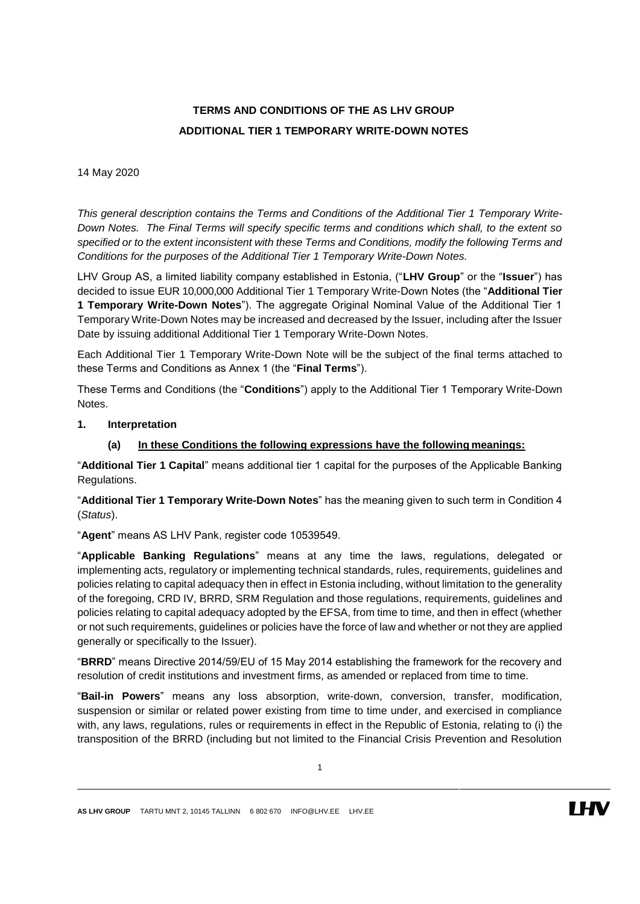# TERMS AND CONDITIONS OF THE AS LHV GROUP
## ADDITIONAL TIER 1 TEMPORARY WRITE-DOWN NOTES

14 May 2020

*This general description contains the Terms and Conditions of the Additional Tier 1 Temporary Write-Down Notes. The Final Terms will specify specific terms and conditions which shall, to the extent so specified or to the extent inconsistent with these Terms and Conditions, modify the following Terms and Conditions for the purposes of the Additional Tier 1 Temporary Write-Down Notes.*

LHV Group AS, a limited liability company established in Estonia, ("**LHV Group**" or the "**Issuer**") has decided to issue EUR 10,000,000 Additional Tier 1 Temporary Write-Down Notes (the "**Additional Tier 1 Temporary Write-Down Notes**"). The aggregate Original Nominal Value of the Additional Tier 1 Temporary Write-Down Notes may be increased and decreased by the Issuer, including after the Issuer Date by issuing additional Additional Tier 1 Temporary Write-Down Notes.

Each Additional Tier 1 Temporary Write-Down Note will be the subject of the final terms attached to these Terms and Conditions as Annex 1 (the "**Final Terms**").

These Terms and Conditions (the "**Conditions**") apply to the Additional Tier 1 Temporary Write-Down Notes.

**1. Interpretation**

**(a) In these Conditions the following expressions have the following meanings:**

"**Additional Tier 1 Capital**" means additional tier 1 capital for the purposes of the Applicable Banking Regulations.

"**Additional Tier 1 Temporary Write-Down Notes**" has the meaning given to such term in Condition 4 (*Status*).

"**Agent**" means AS LHV Pank, register code 10539549.

"**Applicable Banking Regulations**" means at any time the laws, regulations, delegated or implementing acts, regulatory or implementing technical standards, rules, requirements, guidelines and policies relating to capital adequacy then in effect in Estonia including, without limitation to the generality of the foregoing, CRD IV, BRRD, SRM Regulation and those regulations, requirements, guidelines and policies relating to capital adequacy adopted by the EFSA, from time to time, and then in effect (whether or not such requirements, guidelines or policies have the force of law and whether or not they are applied generally or specifically to the Issuer).

"**BRRD**" means Directive 2014/59/EU of 15 May 2014 establishing the framework for the recovery and resolution of credit institutions and investment firms, as amended or replaced from time to time.

"**Bail-in Powers**" means any loss absorption, write-down, conversion, transfer, modification, suspension or similar or related power existing from time to time under, and exercised in compliance with, any laws, regulations, rules or requirements in effect in the Republic of Estonia, relating to (i) the transposition of the BRRD (including but not limited to the Financial Crisis Prevention and Resolution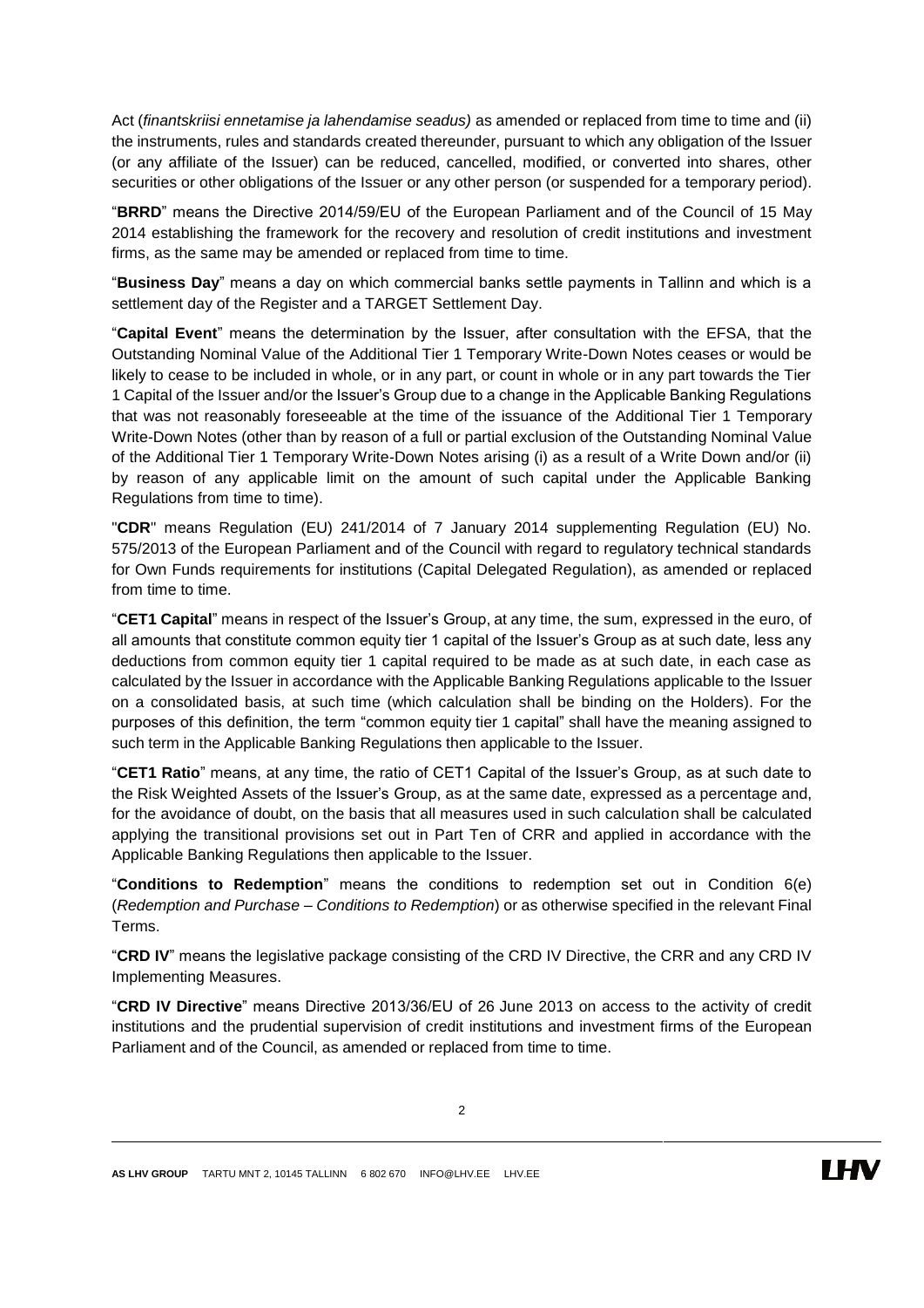Act (*finantskriisi ennetamise ja lahendamise seadus)* as amended or replaced from time to time and (ii) the instruments, rules and standards created thereunder, pursuant to which any obligation of the Issuer (or any affiliate of the Issuer) can be reduced, cancelled, modified, or converted into shares, other securities or other obligations of the Issuer or any other person (or suspended for a temporary period).

"**BRRD**" means the Directive 2014/59/EU of the European Parliament and of the Council of 15 May 2014 establishing the framework for the recovery and resolution of credit institutions and investment firms, as the same may be amended or replaced from time to time.

"**Business Day**" means a day on which commercial banks settle payments in Tallinn and which is a settlement day of the Register and a TARGET Settlement Day.

"**Capital Event**" means the determination by the Issuer, after consultation with the EFSA, that the Outstanding Nominal Value of the Additional Tier 1 Temporary Write-Down Notes ceases or would be likely to cease to be included in whole, or in any part, or count in whole or in any part towards the Tier 1 Capital of the Issuer and/or the Issuer's Group due to a change in the Applicable Banking Regulations that was not reasonably foreseeable at the time of the issuance of the Additional Tier 1 Temporary Write-Down Notes (other than by reason of a full or partial exclusion of the Outstanding Nominal Value of the Additional Tier 1 Temporary Write-Down Notes arising (i) as a result of a Write Down and/or (ii) by reason of any applicable limit on the amount of such capital under the Applicable Banking Regulations from time to time).

"**CDR**" means Regulation (EU) 241/2014 of 7 January 2014 supplementing Regulation (EU) No. 575/2013 of the European Parliament and of the Council with regard to regulatory technical standards for Own Funds requirements for institutions (Capital Delegated Regulation), as amended or replaced from time to time.

"**CET1 Capital**" means in respect of the Issuer's Group, at any time, the sum, expressed in the euro, of all amounts that constitute common equity tier 1 capital of the Issuer's Group as at such date, less any deductions from common equity tier 1 capital required to be made as at such date, in each case as calculated by the Issuer in accordance with the Applicable Banking Regulations applicable to the Issuer on a consolidated basis, at such time (which calculation shall be binding on the Holders). For the purposes of this definition, the term "common equity tier 1 capital" shall have the meaning assigned to such term in the Applicable Banking Regulations then applicable to the Issuer.

"**CET1 Ratio**" means, at any time, the ratio of CET1 Capital of the Issuer's Group, as at such date to the Risk Weighted Assets of the Issuer's Group, as at the same date, expressed as a percentage and, for the avoidance of doubt, on the basis that all measures used in such calculation shall be calculated applying the transitional provisions set out in Part Ten of CRR and applied in accordance with the Applicable Banking Regulations then applicable to the Issuer.

"**Conditions to Redemption**" means the conditions to redemption set out in Condition 6(e) (*Redemption and Purchase – Conditions to Redemption*) or as otherwise specified in the relevant Final Terms.

"**CRD IV**" means the legislative package consisting of the CRD IV Directive, the CRR and any CRD IV Implementing Measures.

"**CRD IV Directive**" means Directive 2013/36/EU of 26 June 2013 on access to the activity of credit institutions and the prudential supervision of credit institutions and investment firms of the European Parliament and of the Council, as amended or replaced from time to time.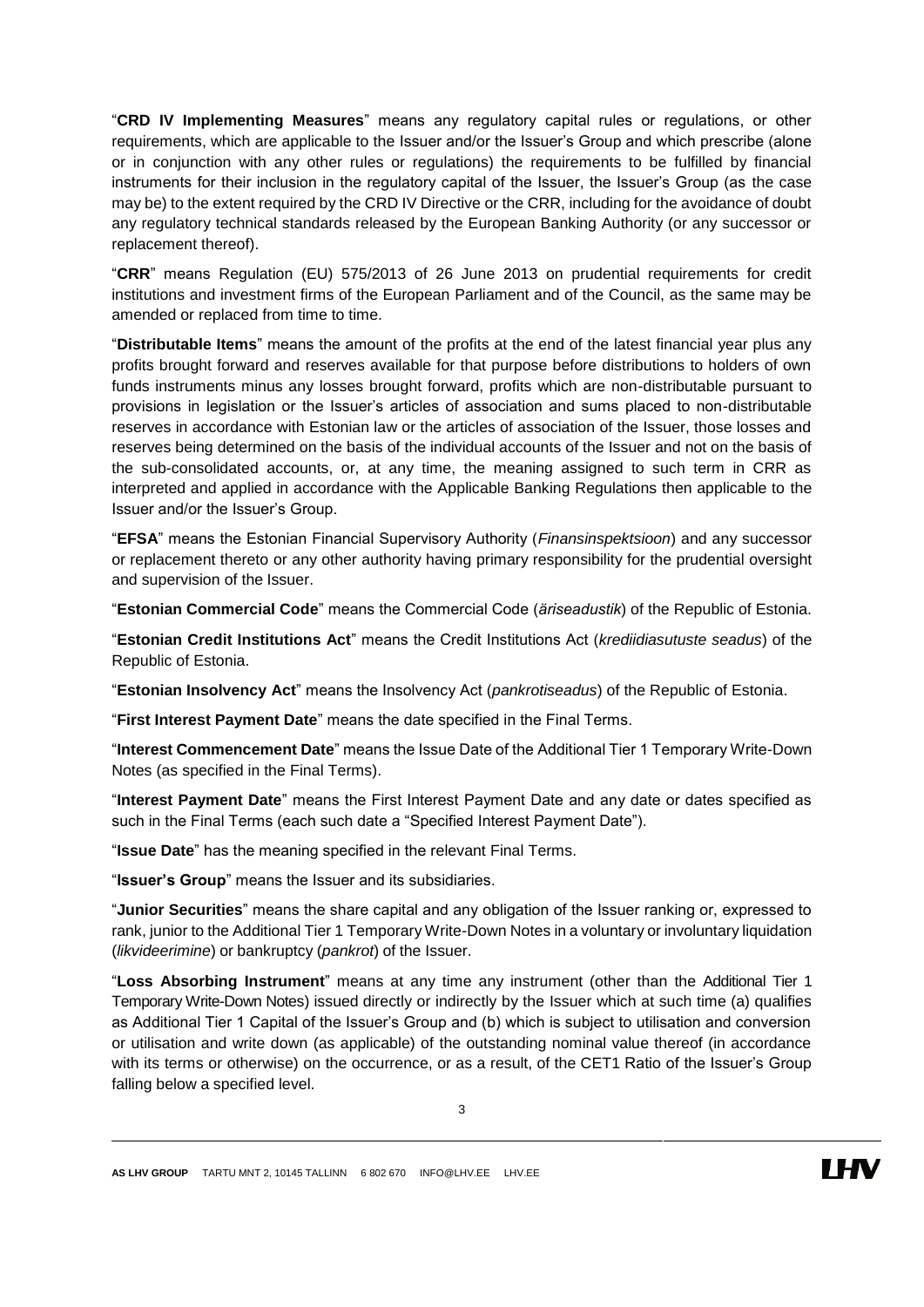"**CRD IV Implementing Measures**" means any regulatory capital rules or regulations, or other requirements, which are applicable to the Issuer and/or the Issuer's Group and which prescribe (alone or in conjunction with any other rules or regulations) the requirements to be fulfilled by financial instruments for their inclusion in the regulatory capital of the Issuer, the Issuer's Group (as the case may be) to the extent required by the CRD IV Directive or the CRR, including for the avoidance of doubt any regulatory technical standards released by the European Banking Authority (or any successor or replacement thereof).

"**CRR**" means Regulation (EU) 575/2013 of 26 June 2013 on prudential requirements for credit institutions and investment firms of the European Parliament and of the Council, as the same may be amended or replaced from time to time.

"**Distributable Items**" means the amount of the profits at the end of the latest financial year plus any profits brought forward and reserves available for that purpose before distributions to holders of own funds instruments minus any losses brought forward, profits which are non-distributable pursuant to provisions in legislation or the Issuer's articles of association and sums placed to non-distributable reserves in accordance with Estonian law or the articles of association of the Issuer, those losses and reserves being determined on the basis of the individual accounts of the Issuer and not on the basis of the sub-consolidated accounts, or, at any time, the meaning assigned to such term in CRR as interpreted and applied in accordance with the Applicable Banking Regulations then applicable to the Issuer and/or the Issuer's Group.

"**EFSA**" means the Estonian Financial Supervisory Authority (*Finantsinspektsioon*) and any successor or replacement thereto or any other authority having primary responsibility for the prudential oversight and supervision of the Issuer.

"**Estonian Commercial Code**" means the Commercial Code (*äriseadustik*) of the Republic of Estonia.

"**Estonian Credit Institutions Act**" means the Credit Institutions Act (*krediidiasutuste seadus*) of the Republic of Estonia.

"**Estonian Insolvency Act**" means the Insolvency Act (*pankrotiseadus*) of the Republic of Estonia.

"**First Interest Payment Date**" means the date specified in the Final Terms.

"**Interest Commencement Date**" means the Issue Date of the Additional Tier 1 Temporary Write-Down Notes (as specified in the Final Terms).

"**Interest Payment Date**" means the First Interest Payment Date and any date or dates specified as such in the Final Terms (each such date a "Specified Interest Payment Date").

"**Issue Date**" has the meaning specified in the relevant Final Terms.

"**Issuer's Group**" means the Issuer and its subsidiaries.

"**Junior Securities**" means the share capital and any obligation of the Issuer ranking or, expressed to rank, junior to the Additional Tier 1 Temporary Write-Down Notes in a voluntary or involuntary liquidation (*likvideerimine*) or bankruptcy (*pankrot*) of the Issuer.

"**Loss Absorbing Instrument**" means at any time any instrument (other than the Additional Tier 1 Temporary Write-Down Notes) issued directly or indirectly by the Issuer which at such time (a) qualifies as Additional Tier 1 Capital of the Issuer's Group and (b) which is subject to utilisation and conversion or utilisation and write down (as applicable) of the outstanding nominal value thereof (in accordance with its terms or otherwise) on the occurrence, or as a result, of the CET1 Ratio of the Issuer's Group falling below a specified level.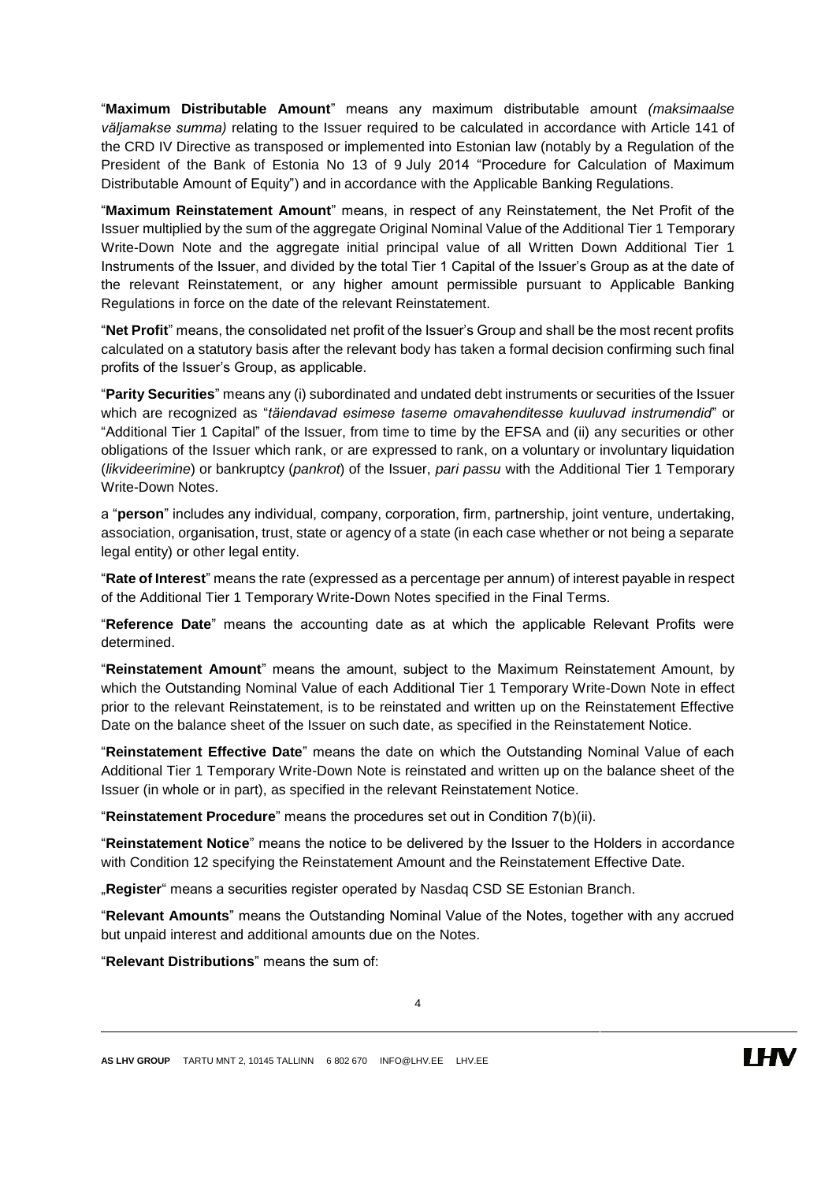"**Maximum Distributable Amount**" means any maximum distributable amount *(maksimaalse väljamakse summa)* relating to the Issuer required to be calculated in accordance with Article 141 of the CRD IV Directive as transposed or implemented into Estonian law (notably by a Regulation of the President of the Bank of Estonia No 13 of 9 July 2014 "Procedure for Calculation of Maximum Distributable Amount of Equity") and in accordance with the Applicable Banking Regulations.

"**Maximum Reinstatement Amount**" means, in respect of any Reinstatement, the Net Profit of the Issuer multiplied by the sum of the aggregate Original Nominal Value of the Additional Tier 1 Temporary Write-Down Note and the aggregate initial principal value of all Written Down Additional Tier 1 Instruments of the Issuer, and divided by the total Tier 1 Capital of the Issuer's Group as at the date of the relevant Reinstatement, or any higher amount permissible pursuant to Applicable Banking Regulations in force on the date of the relevant Reinstatement.

"**Net Profit**" means, the consolidated net profit of the Issuer's Group and shall be the most recent profits calculated on a statutory basis after the relevant body has taken a formal decision confirming such final profits of the Issuer's Group, as applicable.

"**Parity Securities**" means any (i) subordinated and undated debt instruments or securities of the Issuer which are recognized as "*täiendavad esimese taseme omavahenditesse kuuluvad instrumendid*" or "Additional Tier 1 Capital" of the Issuer, from time to time by the EFSA and (ii) any securities or other obligations of the Issuer which rank, or are expressed to rank, on a voluntary or involuntary liquidation (*likvideerimine*) or bankruptcy (*pankrot*) of the Issuer, *pari passu* with the Additional Tier 1 Temporary Write-Down Notes.

a "**person**" includes any individual, company, corporation, firm, partnership, joint venture, undertaking, association, organisation, trust, state or agency of a state (in each case whether or not being a separate legal entity) or other legal entity.

"**Rate of Interest**" means the rate (expressed as a percentage per annum) of interest payable in respect of the Additional Tier 1 Temporary Write-Down Notes specified in the Final Terms.

"**Reference Date**" means the accounting date as at which the applicable Relevant Profits were determined.

"**Reinstatement Amount**" means the amount, subject to the Maximum Reinstatement Amount, by which the Outstanding Nominal Value of each Additional Tier 1 Temporary Write-Down Note in effect prior to the relevant Reinstatement, is to be reinstated and written up on the Reinstatement Effective Date on the balance sheet of the Issuer on such date, as specified in the Reinstatement Notice.

"**Reinstatement Effective Date**" means the date on which the Outstanding Nominal Value of each Additional Tier 1 Temporary Write-Down Note is reinstated and written up on the balance sheet of the Issuer (in whole or in part), as specified in the relevant Reinstatement Notice.

"**Reinstatement Procedure**" means the procedures set out in Condition 7(b)(ii).

"**Reinstatement Notice**" means the notice to be delivered by the Issuer to the Holders in accordance with Condition 12 specifying the Reinstatement Amount and the Reinstatement Effective Date.

„**Register**" means a securities register operated by Nasdaq CSD SE Estonian Branch.

"**Relevant Amounts**" means the Outstanding Nominal Value of the Notes, together with any accrued but unpaid interest and additional amounts due on the Notes.

"**Relevant Distributions**" means the sum of: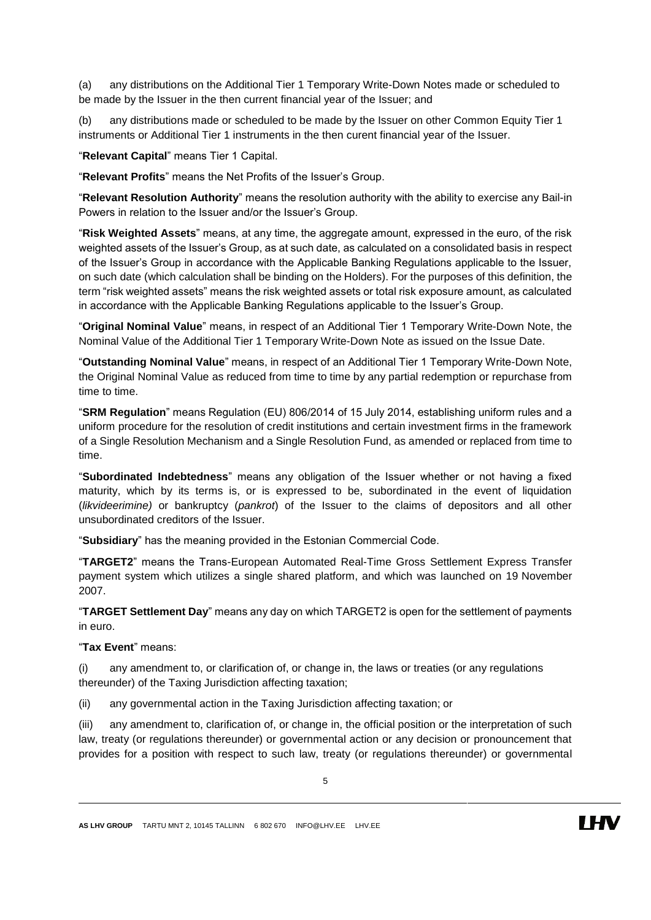(a) any distributions on the Additional Tier 1 Temporary Write-Down Notes made or scheduled to be made by the Issuer in the then current financial year of the Issuer; and

(b) any distributions made or scheduled to be made by the Issuer on other Common Equity Tier 1 instruments or Additional Tier 1 instruments in the then curent financial year of the Issuer.

"**Relevant Capital**" means Tier 1 Capital.

"**Relevant Profits**" means the Net Profits of the Issuer's Group.

"**Relevant Resolution Authority**" means the resolution authority with the ability to exercise any Bail-in Powers in relation to the Issuer and/or the Issuer's Group.

"**Risk Weighted Assets**" means, at any time, the aggregate amount, expressed in the euro, of the risk weighted assets of the Issuer's Group, as at such date, as calculated on a consolidated basis in respect of the Issuer's Group in accordance with the Applicable Banking Regulations applicable to the Issuer, on such date (which calculation shall be binding on the Holders). For the purposes of this definition, the term "risk weighted assets" means the risk weighted assets or total risk exposure amount, as calculated in accordance with the Applicable Banking Regulations applicable to the Issuer's Group.

"**Original Nominal Value**" means, in respect of an Additional Tier 1 Temporary Write-Down Note, the Nominal Value of the Additional Tier 1 Temporary Write-Down Note as issued on the Issue Date.

"**Outstanding Nominal Value**" means, in respect of an Additional Tier 1 Temporary Write-Down Note, the Original Nominal Value as reduced from time to time by any partial redemption or repurchase from time to time.

"**SRM Regulation**" means Regulation (EU) 806/2014 of 15 July 2014, establishing uniform rules and a uniform procedure for the resolution of credit institutions and certain investment firms in the framework of a Single Resolution Mechanism and a Single Resolution Fund, as amended or replaced from time to time.

"**Subordinated Indebtedness**" means any obligation of the Issuer whether or not having a fixed maturity, which by its terms is, or is expressed to be, subordinated in the event of liquidation (*likvideerimine)* or bankruptcy (*pankrot*) of the Issuer to the claims of depositors and all other unsubordinated creditors of the Issuer.

"**Subsidiary**" has the meaning provided in the Estonian Commercial Code.

"**TARGET2**" means the Trans-European Automated Real-Time Gross Settlement Express Transfer payment system which utilizes a single shared platform, and which was launched on 19 November 2007.

"**TARGET Settlement Day**" means any day on which TARGET2 is open for the settlement of payments in euro.

"**Tax Event**" means:

(i) any amendment to, or clarification of, or change in, the laws or treaties (or any regulations thereunder) of the Taxing Jurisdiction affecting taxation;

(ii) any governmental action in the Taxing Jurisdiction affecting taxation; or

(iii) any amendment to, clarification of, or change in, the official position or the interpretation of such law, treaty (or regulations thereunder) or governmental action or any decision or pronouncement that provides for a position with respect to such law, treaty (or regulations thereunder) or governmental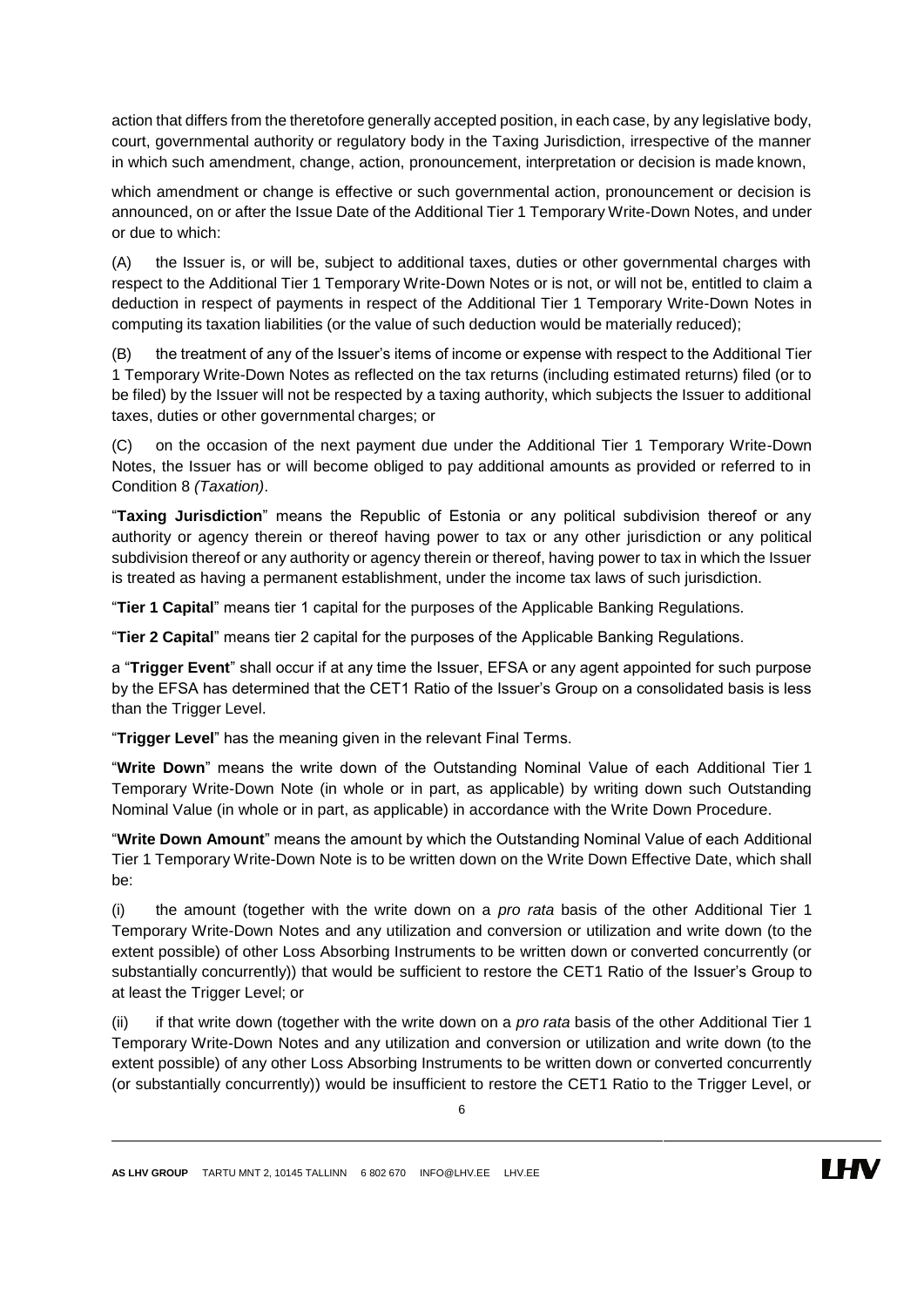action that differs from the theretofore generally accepted position, in each case, by any legislative body, court, governmental authority or regulatory body in the Taxing Jurisdiction, irrespective of the manner in which such amendment, change, action, pronouncement, interpretation or decision is made known,

which amendment or change is effective or such governmental action, pronouncement or decision is announced, on or after the Issue Date of the Additional Tier 1 Temporary Write-Down Notes, and under or due to which:

(A) the Issuer is, or will be, subject to additional taxes, duties or other governmental charges with respect to the Additional Tier 1 Temporary Write-Down Notes or is not, or will not be, entitled to claim a deduction in respect of payments in respect of the Additional Tier 1 Temporary Write-Down Notes in computing its taxation liabilities (or the value of such deduction would be materially reduced);

(B) the treatment of any of the Issuer's items of income or expense with respect to the Additional Tier 1 Temporary Write-Down Notes as reflected on the tax returns (including estimated returns) filed (or to be filed) by the Issuer will not be respected by a taxing authority, which subjects the Issuer to additional taxes, duties or other governmental charges; or

(C) on the occasion of the next payment due under the Additional Tier 1 Temporary Write-Down Notes, the Issuer has or will become obliged to pay additional amounts as provided or referred to in Condition 8 *(Taxation)*.

"**Taxing Jurisdiction**" means the Republic of Estonia or any political subdivision thereof or any authority or agency therein or thereof having power to tax or any other jurisdiction or any political subdivision thereof or any authority or agency therein or thereof, having power to tax in which the Issuer is treated as having a permanent establishment, under the income tax laws of such jurisdiction.

"**Tier 1 Capital**" means tier 1 capital for the purposes of the Applicable Banking Regulations.

"**Tier 2 Capital**" means tier 2 capital for the purposes of the Applicable Banking Regulations.

a "**Trigger Event**" shall occur if at any time the Issuer, EFSA or any agent appointed for such purpose by the EFSA has determined that the CET1 Ratio of the Issuer's Group on a consolidated basis is less than the Trigger Level.

"**Trigger Level**" has the meaning given in the relevant Final Terms.

"**Write Down**" means the write down of the Outstanding Nominal Value of each Additional Tier 1 Temporary Write-Down Note (in whole or in part, as applicable) by writing down such Outstanding Nominal Value (in whole or in part, as applicable) in accordance with the Write Down Procedure.

"**Write Down Amount**" means the amount by which the Outstanding Nominal Value of each Additional Tier 1 Temporary Write-Down Note is to be written down on the Write Down Effective Date, which shall be:

(i) the amount (together with the write down on a *pro rata* basis of the other Additional Tier 1 Temporary Write-Down Notes and any utilization and conversion or utilization and write down (to the extent possible) of other Loss Absorbing Instruments to be written down or converted concurrently (or substantially concurrently)) that would be sufficient to restore the CET1 Ratio of the Issuer's Group to at least the Trigger Level; or

(ii) if that write down (together with the write down on a *pro rata* basis of the other Additional Tier 1 Temporary Write-Down Notes and any utilization and conversion or utilization and write down (to the extent possible) of any other Loss Absorbing Instruments to be written down or converted concurrently (or substantially concurrently)) would be insufficient to restore the CET1 Ratio to the Trigger Level, or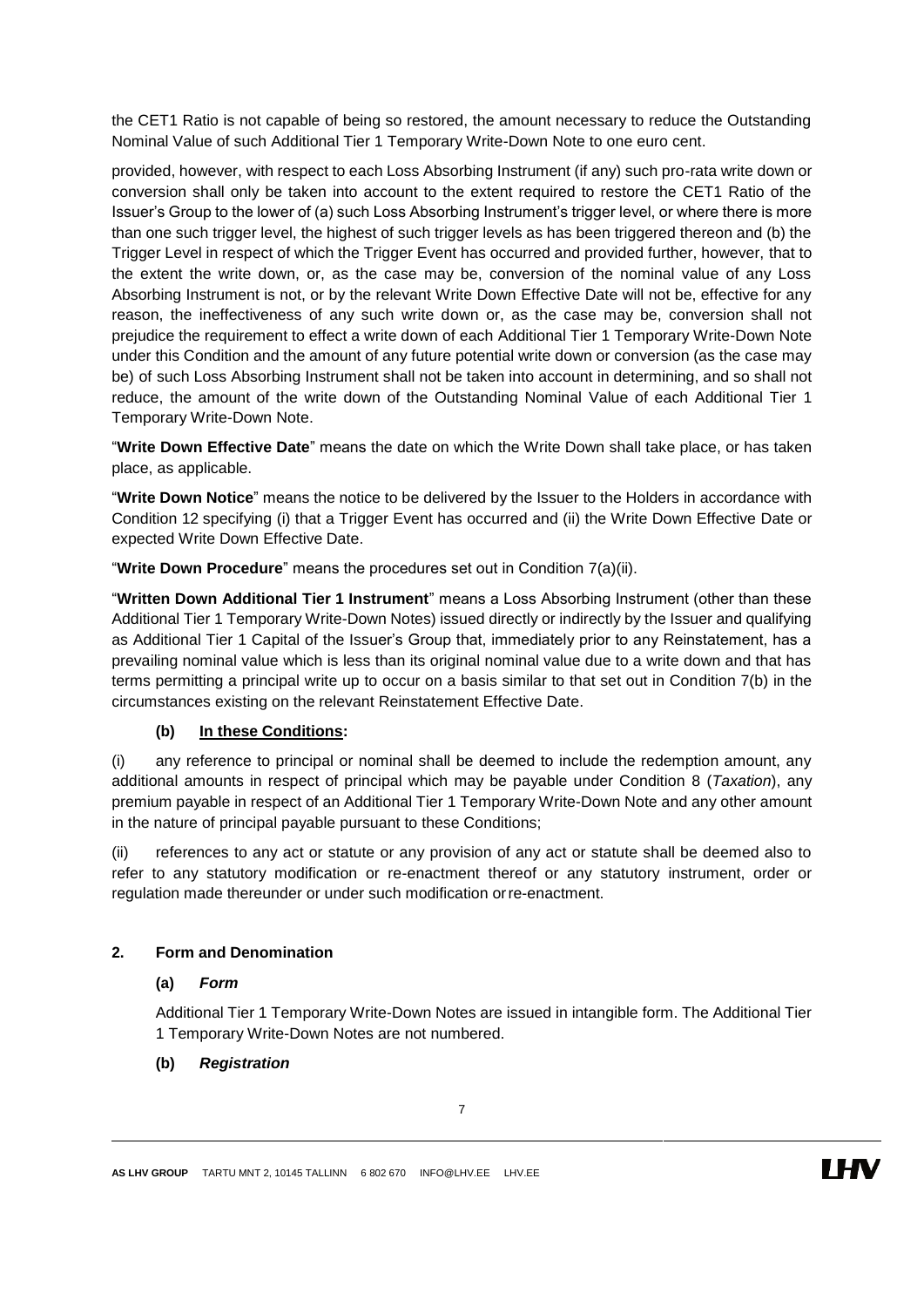the CET1 Ratio is not capable of being so restored, the amount necessary to reduce the Outstanding Nominal Value of such Additional Tier 1 Temporary Write-Down Note to one euro cent.

provided, however, with respect to each Loss Absorbing Instrument (if any) such pro-rata write down or conversion shall only be taken into account to the extent required to restore the CET1 Ratio of the Issuer's Group to the lower of (a) such Loss Absorbing Instrument's trigger level, or where there is more than one such trigger level, the highest of such trigger levels as has been triggered thereon and (b) the Trigger Level in respect of which the Trigger Event has occurred and provided further, however, that to the extent the write down, or, as the case may be, conversion of the nominal value of any Loss Absorbing Instrument is not, or by the relevant Write Down Effective Date will not be, effective for any reason, the ineffectiveness of any such write down or, as the case may be, conversion shall not prejudice the requirement to effect a write down of each Additional Tier 1 Temporary Write-Down Note under this Condition and the amount of any future potential write down or conversion (as the case may be) of such Loss Absorbing Instrument shall not be taken into account in determining, and so shall not reduce, the amount of the write down of the Outstanding Nominal Value of each Additional Tier 1 Temporary Write-Down Note.

"**Write Down Effective Date**" means the date on which the Write Down shall take place, or has taken place, as applicable.

"**Write Down Notice**" means the notice to be delivered by the Issuer to the Holders in accordance with Condition 12 specifying (i) that a Trigger Event has occurred and (ii) the Write Down Effective Date or expected Write Down Effective Date.

"**Write Down Procedure**" means the procedures set out in Condition 7(a)(ii).

"**Written Down Additional Tier 1 Instrument**" means a Loss Absorbing Instrument (other than these Additional Tier 1 Temporary Write-Down Notes) issued directly or indirectly by the Issuer and qualifying as Additional Tier 1 Capital of the Issuer's Group that, immediately prior to any Reinstatement, has a prevailing nominal value which is less than its original nominal value due to a write down and that has terms permitting a principal write up to occur on a basis similar to that set out in Condition 7(b) in the circumstances existing on the relevant Reinstatement Effective Date.

**(b) In these Conditions:**

(i) any reference to principal or nominal shall be deemed to include the redemption amount, any additional amounts in respect of principal which may be payable under Condition 8 (*Taxation*), any premium payable in respect of an Additional Tier 1 Temporary Write-Down Note and any other amount in the nature of principal payable pursuant to these Conditions;

(ii) references to any act or statute or any provision of any act or statute shall be deemed also to refer to any statutory modification or re-enactment thereof or any statutory instrument, order or regulation made thereunder or under such modification or re-enactment.

## 2. Form and Denomination

### (a) *Form*

Additional Tier 1 Temporary Write-Down Notes are issued in intangible form. The Additional Tier 1 Temporary Write-Down Notes are not numbered.

### (b) *Registration*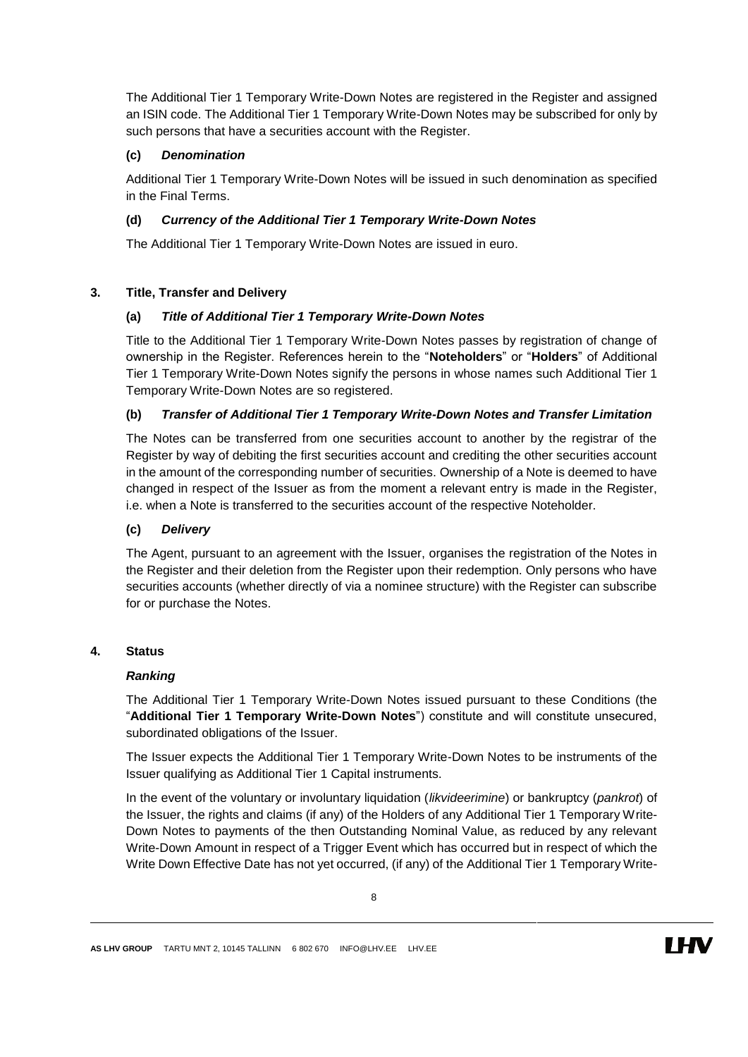The Additional Tier 1 Temporary Write-Down Notes are registered in the Register and assigned an ISIN code. The Additional Tier 1 Temporary Write-Down Notes may be subscribed for only by such persons that have a securities account with the Register.

**(c)** ***Denomination***

Additional Tier 1 Temporary Write-Down Notes will be issued in such denomination as specified in the Final Terms.

**(d)** ***Currency of the Additional Tier 1 Temporary Write-Down Notes***

The Additional Tier 1 Temporary Write-Down Notes are issued in euro.

## 3. Title, Transfer and Delivery

**(a)** ***Title of Additional Tier 1 Temporary Write-Down Notes***

Title to the Additional Tier 1 Temporary Write-Down Notes passes by registration of change of ownership in the Register. References herein to the "**Noteholders**" or "**Holders**" of Additional Tier 1 Temporary Write-Down Notes signify the persons in whose names such Additional Tier 1 Temporary Write-Down Notes are so registered.

**(b)** ***Transfer of Additional Tier 1 Temporary Write-Down Notes and Transfer Limitation***

The Notes can be transferred from one securities account to another by the registrar of the Register by way of debiting the first securities account and crediting the other securities account in the amount of the corresponding number of securities. Ownership of a Note is deemed to have changed in respect of the Issuer as from the moment a relevant entry is made in the Register, i.e. when a Note is transferred to the securities account of the respective Noteholder.

**(c)** ***Delivery***

The Agent, pursuant to an agreement with the Issuer, organises the registration of the Notes in the Register and their deletion from the Register upon their redemption. Only persons who have securities accounts (whether directly of via a nominee structure) with the Register can subscribe for or purchase the Notes.

## 4. Status

***Ranking***

The Additional Tier 1 Temporary Write-Down Notes issued pursuant to these Conditions (the "**Additional Tier 1 Temporary Write-Down Notes**") constitute and will constitute unsecured, subordinated obligations of the Issuer.

The Issuer expects the Additional Tier 1 Temporary Write-Down Notes to be instruments of the Issuer qualifying as Additional Tier 1 Capital instruments.

In the event of the voluntary or involuntary liquidation (*likvideerimine*) or bankruptcy (*pankrot*) of the Issuer, the rights and claims (if any) of the Holders of any Additional Tier 1 Temporary Write-Down Notes to payments of the then Outstanding Nominal Value, as reduced by any relevant Write-Down Amount in respect of a Trigger Event which has occurred but in respect of which the Write Down Effective Date has not yet occurred, (if any) of the Additional Tier 1 Temporary Write-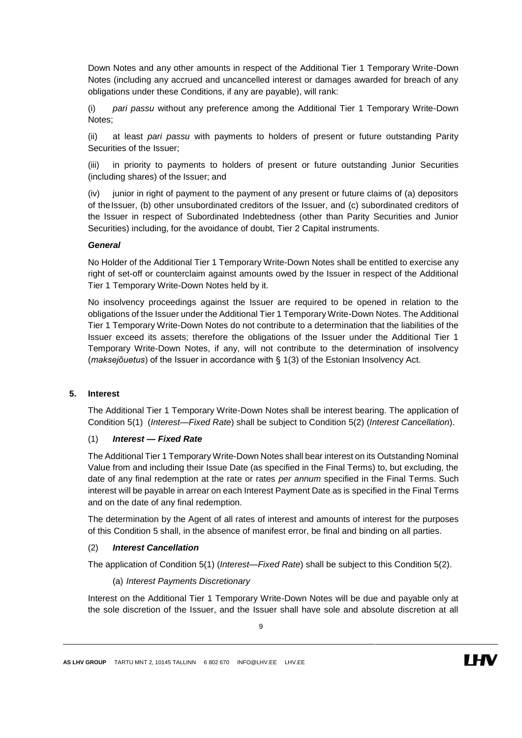Down Notes and any other amounts in respect of the Additional Tier 1 Temporary Write-Down Notes (including any accrued and uncancelled interest or damages awarded for breach of any obligations under these Conditions, if any are payable), will rank:

(i) *pari passu* without any preference among the Additional Tier 1 Temporary Write-Down Notes;

(ii) at least *pari passu* with payments to holders of present or future outstanding Parity Securities of the Issuer;

(iii) in priority to payments to holders of present or future outstanding Junior Securities (including shares) of the Issuer; and

(iv) junior in right of payment to the payment of any present or future claims of (a) depositors of the Issuer, (b) other unsubordinated creditors of the Issuer, and (c) subordinated creditors of the Issuer in respect of Subordinated Indebtedness (other than Parity Securities and Junior Securities) including, for the avoidance of doubt, Tier 2 Capital instruments.

***General***

No Holder of the Additional Tier 1 Temporary Write-Down Notes shall be entitled to exercise any right of set-off or counterclaim against amounts owed by the Issuer in respect of the Additional Tier 1 Temporary Write-Down Notes held by it.

No insolvency proceedings against the Issuer are required to be opened in relation to the obligations of the Issuer under the Additional Tier 1 Temporary Write-Down Notes. The Additional Tier 1 Temporary Write-Down Notes do not contribute to a determination that the liabilities of the Issuer exceed its assets; therefore the obligations of the Issuer under the Additional Tier 1 Temporary Write-Down Notes, if any, will not contribute to the determination of insolvency (*maksejõuetus*) of the Issuer in accordance with § 1(3) of the Estonian Insolvency Act.

## 5. Interest

The Additional Tier 1 Temporary Write-Down Notes shall be interest bearing. The application of Condition 5(1) (*Interest—Fixed Rate*) shall be subject to Condition 5(2) (*Interest Cancellation*).

### (1) *Interest — Fixed Rate*

The Additional Tier 1 Temporary Write-Down Notes shall bear interest on its Outstanding Nominal Value from and including their Issue Date (as specified in the Final Terms) to, but excluding, the date of any final redemption at the rate or rates *per annum* specified in the Final Terms. Such interest will be payable in arrear on each Interest Payment Date as is specified in the Final Terms and on the date of any final redemption.

The determination by the Agent of all rates of interest and amounts of interest for the purposes of this Condition 5 shall, in the absence of manifest error, be final and binding on all parties.

### (2) *Interest Cancellation*

The application of Condition 5(1) (*Interest—Fixed Rate*) shall be subject to this Condition 5(2).

(a) *Interest Payments Discretionary*

Interest on the Additional Tier 1 Temporary Write-Down Notes will be due and payable only at the sole discretion of the Issuer, and the Issuer shall have sole and absolute discretion at all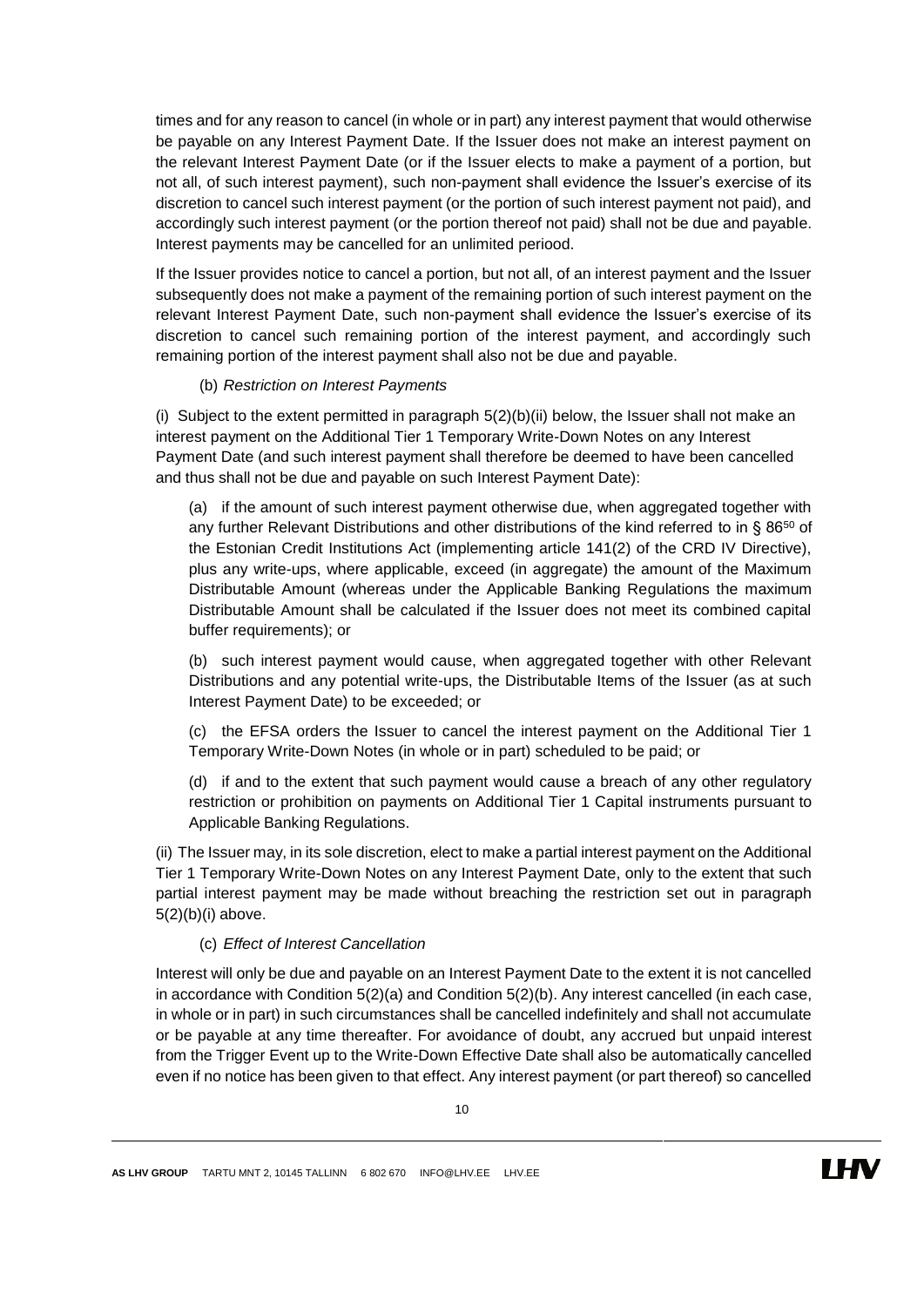times and for any reason to cancel (in whole or in part) any interest payment that would otherwise be payable on any Interest Payment Date. If the Issuer does not make an interest payment on the relevant Interest Payment Date (or if the Issuer elects to make a payment of a portion, but not all, of such interest payment), such non-payment shall evidence the Issuer's exercise of its discretion to cancel such interest payment (or the portion of such interest payment not paid), and accordingly such interest payment (or the portion thereof not paid) shall not be due and payable. Interest payments may be cancelled for an unlimited periood.

If the Issuer provides notice to cancel a portion, but not all, of an interest payment and the Issuer subsequently does not make a payment of the remaining portion of such interest payment on the relevant Interest Payment Date, such non-payment shall evidence the Issuer's exercise of its discretion to cancel such remaining portion of the interest payment, and accordingly such remaining portion of the interest payment shall also not be due and payable.

(b) *Restriction on Interest Payments*

(i) Subject to the extent permitted in paragraph 5(2)(b)(ii) below, the Issuer shall not make an interest payment on the Additional Tier 1 Temporary Write-Down Notes on any Interest Payment Date (and such interest payment shall therefore be deemed to have been cancelled and thus shall not be due and payable on such Interest Payment Date):

(a) if the amount of such interest payment otherwise due, when aggregated together with any further Relevant Distributions and other distributions of the kind referred to in § 86[50] of the Estonian Credit Institutions Act (implementing article 141(2) of the CRD IV Directive), plus any write-ups, where applicable, exceed (in aggregate) the amount of the Maximum Distributable Amount (whereas under the Applicable Banking Regulations the maximum Distributable Amount shall be calculated if the Issuer does not meet its combined capital buffer requirements); or

(b) such interest payment would cause, when aggregated together with other Relevant Distributions and any potential write-ups, the Distributable Items of the Issuer (as at such Interest Payment Date) to be exceeded; or

(c) the EFSA orders the Issuer to cancel the interest payment on the Additional Tier 1 Temporary Write-Down Notes (in whole or in part) scheduled to be paid; or

(d) if and to the extent that such payment would cause a breach of any other regulatory restriction or prohibition on payments on Additional Tier 1 Capital instruments pursuant to Applicable Banking Regulations.

(ii) The Issuer may, in its sole discretion, elect to make a partial interest payment on the Additional Tier 1 Temporary Write-Down Notes on any Interest Payment Date, only to the extent that such partial interest payment may be made without breaching the restriction set out in paragraph 5(2)(b)(i) above.

(c) *Effect of Interest Cancellation*

Interest will only be due and payable on an Interest Payment Date to the extent it is not cancelled in accordance with Condition 5(2)(a) and Condition 5(2)(b). Any interest cancelled (in each case, in whole or in part) in such circumstances shall be cancelled indefinitely and shall not accumulate or be payable at any time thereafter. For avoidance of doubt, any accrued but unpaid interest from the Trigger Event up to the Write-Down Effective Date shall also be automatically cancelled even if no notice has been given to that effect. Any interest payment (or part thereof) so cancelled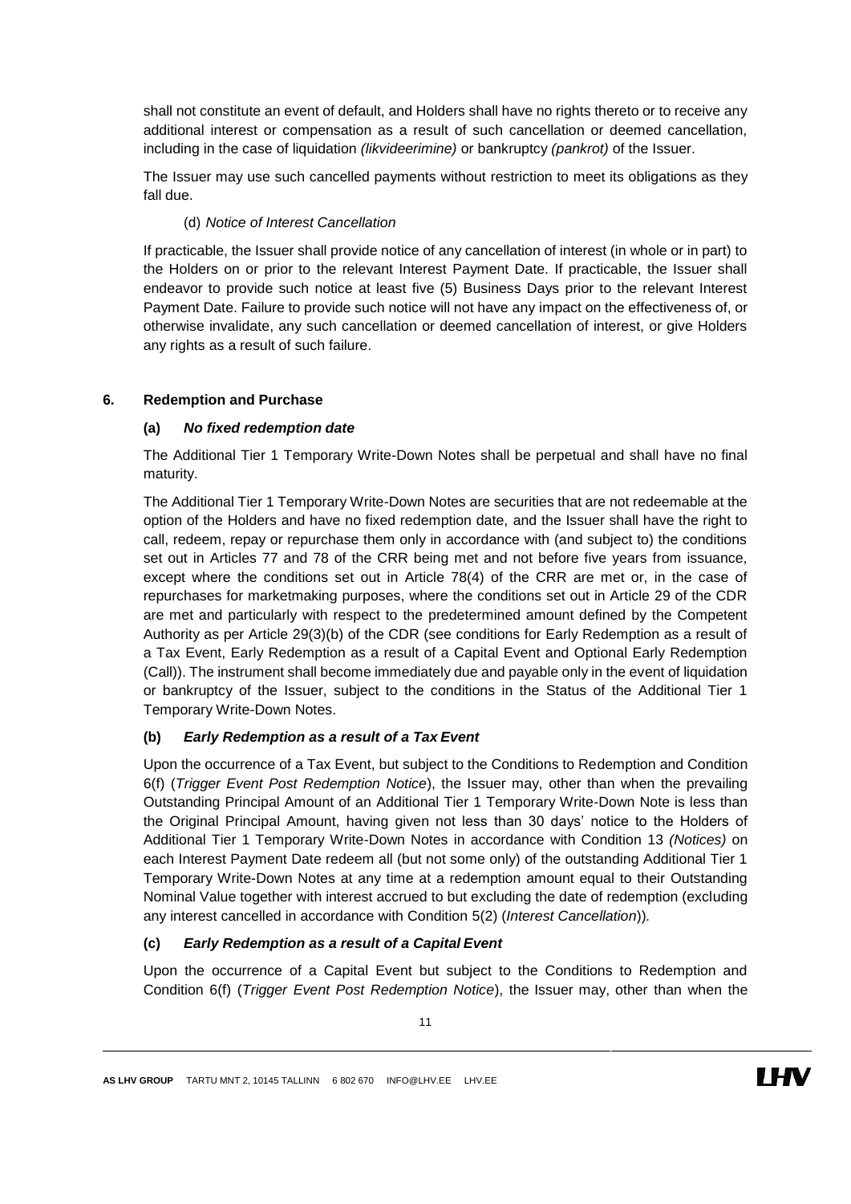shall not constitute an event of default, and Holders shall have no rights thereto or to receive any additional interest or compensation as a result of such cancellation or deemed cancellation, including in the case of liquidation *(likvideerimine)* or bankruptcy *(pankrot)* of the Issuer.

The Issuer may use such cancelled payments without restriction to meet its obligations as they fall due.

(d) *Notice of Interest Cancellation*

If practicable, the Issuer shall provide notice of any cancellation of interest (in whole or in part) to the Holders on or prior to the relevant Interest Payment Date. If practicable, the Issuer shall endeavor to provide such notice at least five (5) Business Days prior to the relevant Interest Payment Date. Failure to provide such notice will not have any impact on the effectiveness of, or otherwise invalidate, any such cancellation or deemed cancellation of interest, or give Holders any rights as a result of such failure.

## 6. Redemption and Purchase

### (a) *No fixed redemption date*

The Additional Tier 1 Temporary Write-Down Notes shall be perpetual and shall have no final maturity.

The Additional Tier 1 Temporary Write-Down Notes are securities that are not redeemable at the option of the Holders and have no fixed redemption date, and the Issuer shall have the right to call, redeem, repay or repurchase them only in accordance with (and subject to) the conditions set out in Articles 77 and 78 of the CRR being met and not before five years from issuance, except where the conditions set out in Article 78(4) of the CRR are met or, in the case of repurchases for marketmaking purposes, where the conditions set out in Article 29 of the CDR are met and particularly with respect to the predetermined amount defined by the Competent Authority as per Article 29(3)(b) of the CDR (see conditions for Early Redemption as a result of a Tax Event, Early Redemption as a result of a Capital Event and Optional Early Redemption (Call)). The instrument shall become immediately due and payable only in the event of liquidation or bankruptcy of the Issuer, subject to the conditions in the Status of the Additional Tier 1 Temporary Write-Down Notes.

### (b) *Early Redemption as a result of a Tax Event*

Upon the occurrence of a Tax Event, but subject to the Conditions to Redemption and Condition 6(f) (*Trigger Event Post Redemption Notice*), the Issuer may, other than when the prevailing Outstanding Principal Amount of an Additional Tier 1 Temporary Write-Down Note is less than the Original Principal Amount, having given not less than 30 days' notice to the Holders of Additional Tier 1 Temporary Write-Down Notes in accordance with Condition 13 *(Notices)* on each Interest Payment Date redeem all (but not some only) of the outstanding Additional Tier 1 Temporary Write-Down Notes at any time at a redemption amount equal to their Outstanding Nominal Value together with interest accrued to but excluding the date of redemption (excluding any interest cancelled in accordance with Condition 5(2) (*Interest Cancellation*)).

### (c) *Early Redemption as a result of a Capital Event*

Upon the occurrence of a Capital Event but subject to the Conditions to Redemption and Condition 6(f) (*Trigger Event Post Redemption Notice*), the Issuer may, other than when the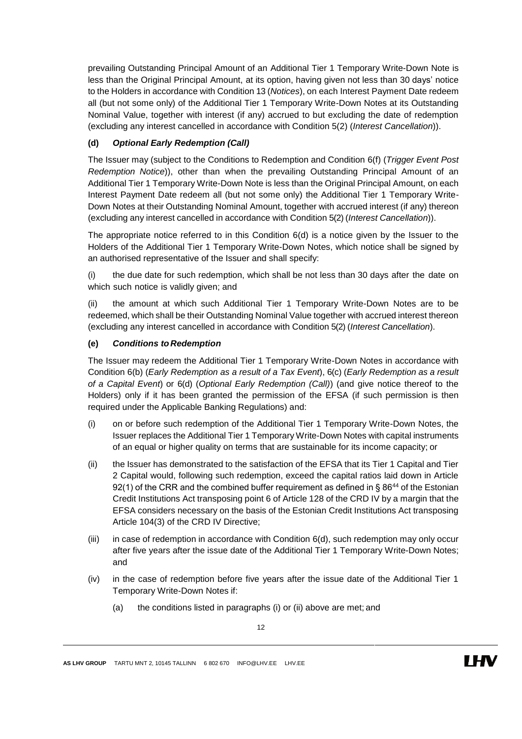prevailing Outstanding Principal Amount of an Additional Tier 1 Temporary Write-Down Note is less than the Original Principal Amount, at its option, having given not less than 30 days' notice to the Holders in accordance with Condition 13 (*Notices*), on each Interest Payment Date redeem all (but not some only) of the Additional Tier 1 Temporary Write-Down Notes at its Outstanding Nominal Value, together with interest (if any) accrued to but excluding the date of redemption (excluding any interest cancelled in accordance with Condition 5(2) (*Interest Cancellation*)).

**(d) *Optional Early Redemption (Call)***

The Issuer may (subject to the Conditions to Redemption and Condition 6(f) (*Trigger Event Post Redemption Notice*)), other than when the prevailing Outstanding Principal Amount of an Additional Tier 1 Temporary Write-Down Note is less than the Original Principal Amount, on each Interest Payment Date redeem all (but not some only) the Additional Tier 1 Temporary Write-Down Notes at their Outstanding Nominal Amount, together with accrued interest (if any) thereon (excluding any interest cancelled in accordance with Condition 5(2) (*Interest Cancellation*)).

The appropriate notice referred to in this Condition 6(d) is a notice given by the Issuer to the Holders of the Additional Tier 1 Temporary Write-Down Notes, which notice shall be signed by an authorised representative of the Issuer and shall specify:

(i) the due date for such redemption, which shall be not less than 30 days after the date on which such notice is validly given; and

(ii) the amount at which such Additional Tier 1 Temporary Write-Down Notes are to be redeemed, which shall be their Outstanding Nominal Value together with accrued interest thereon (excluding any interest cancelled in accordance with Condition 5(2) (*Interest Cancellation*).

**(e) *Conditions to Redemption***

The Issuer may redeem the Additional Tier 1 Temporary Write-Down Notes in accordance with Condition 6(b) (*Early Redemption as a result of a Tax Event*), 6(c) (*Early Redemption as a result of a Capital Event*) or 6(d) (*Optional Early Redemption (Call)*) (and give notice thereof to the Holders) only if it has been granted the permission of the EFSA (if such permission is then required under the Applicable Banking Regulations) and:

(i) on or before such redemption of the Additional Tier 1 Temporary Write-Down Notes, the Issuer replaces the Additional Tier 1 Temporary Write-Down Notes with capital instruments of an equal or higher quality on terms that are sustainable for its income capacity; or

(ii) the Issuer has demonstrated to the satisfaction of the EFSA that its Tier 1 Capital and Tier 2 Capital would, following such redemption, exceed the capital ratios laid down in Article 92(1) of the CRR and the combined buffer requirement as defined in § 86[44] of the Estonian Credit Institutions Act transposing point 6 of Article 128 of the CRD IV by a margin that the EFSA considers necessary on the basis of the Estonian Credit Institutions Act transposing Article 104(3) of the CRD IV Directive;

(iii) in case of redemption in accordance with Condition 6(d), such redemption may only occur after five years after the issue date of the Additional Tier 1 Temporary Write-Down Notes; and

(iv) in the case of redemption before five years after the issue date of the Additional Tier 1 Temporary Write-Down Notes if:

(a) the conditions listed in paragraphs (i) or (ii) above are met; and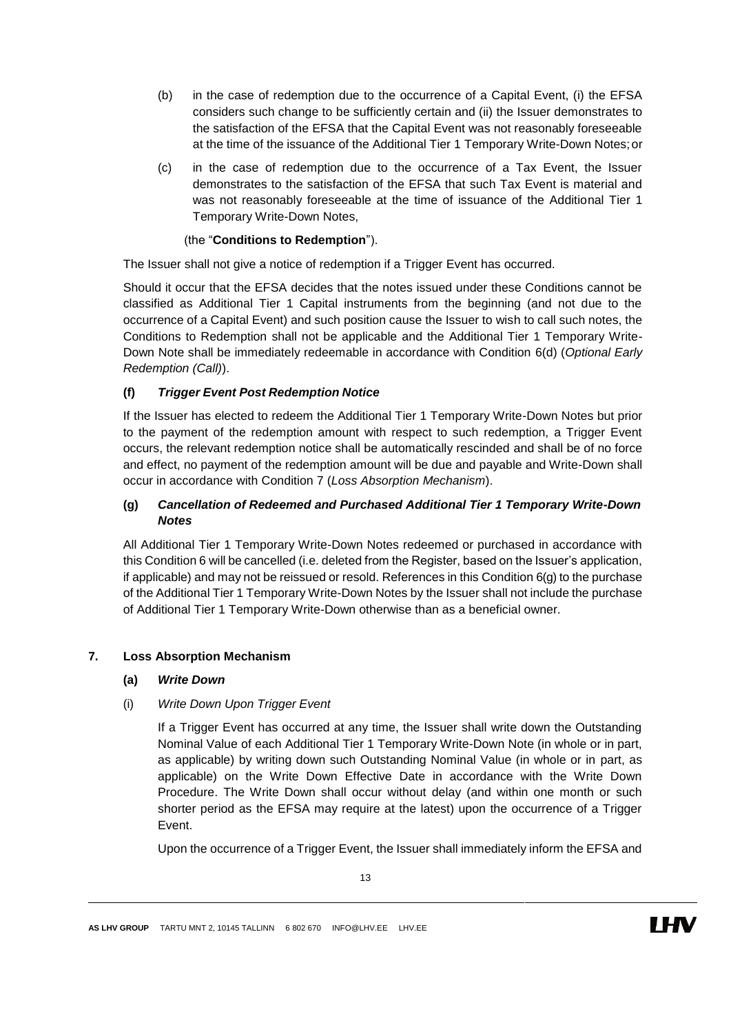(b) in the case of redemption due to the occurrence of a Capital Event, (i) the EFSA considers such change to be sufficiently certain and (ii) the Issuer demonstrates to the satisfaction of the EFSA that the Capital Event was not reasonably foreseeable at the time of the issuance of the Additional Tier 1 Temporary Write-Down Notes; or

(c) in the case of redemption due to the occurrence of a Tax Event, the Issuer demonstrates to the satisfaction of the EFSA that such Tax Event is material and was not reasonably foreseeable at the time of issuance of the Additional Tier 1 Temporary Write-Down Notes,

(the "**Conditions to Redemption**").

The Issuer shall not give a notice of redemption if a Trigger Event has occurred.

Should it occur that the EFSA decides that the notes issued under these Conditions cannot be classified as Additional Tier 1 Capital instruments from the beginning (and not due to the occurrence of a Capital Event) and such position cause the Issuer to wish to call such notes, the Conditions to Redemption shall not be applicable and the Additional Tier 1 Temporary Write-Down Note shall be immediately redeemable in accordance with Condition 6(d) (*Optional Early Redemption (Call)*).

**(f) *Trigger Event Post Redemption Notice***

If the Issuer has elected to redeem the Additional Tier 1 Temporary Write-Down Notes but prior to the payment of the redemption amount with respect to such redemption, a Trigger Event occurs, the relevant redemption notice shall be automatically rescinded and shall be of no force and effect, no payment of the redemption amount will be due and payable and Write-Down shall occur in accordance with Condition 7 (*Loss Absorption Mechanism*).

**(g) *Cancellation of Redeemed and Purchased Additional Tier 1 Temporary Write-Down Notes***

All Additional Tier 1 Temporary Write-Down Notes redeemed or purchased in accordance with this Condition 6 will be cancelled (i.e. deleted from the Register, based on the Issuer's application, if applicable) and may not be reissued or resold. References in this Condition 6(g) to the purchase of the Additional Tier 1 Temporary Write-Down Notes by the Issuer shall not include the purchase of Additional Tier 1 Temporary Write-Down otherwise than as a beneficial owner.

## 7. Loss Absorption Mechanism

**(a) *Write Down***

(i) *Write Down Upon Trigger Event*

If a Trigger Event has occurred at any time, the Issuer shall write down the Outstanding Nominal Value of each Additional Tier 1 Temporary Write-Down Note (in whole or in part, as applicable) by writing down such Outstanding Nominal Value (in whole or in part, as applicable) on the Write Down Effective Date in accordance with the Write Down Procedure. The Write Down shall occur without delay (and within one month or such shorter period as the EFSA may require at the latest) upon the occurrence of a Trigger Event.

Upon the occurrence of a Trigger Event, the Issuer shall immediately inform the EFSA and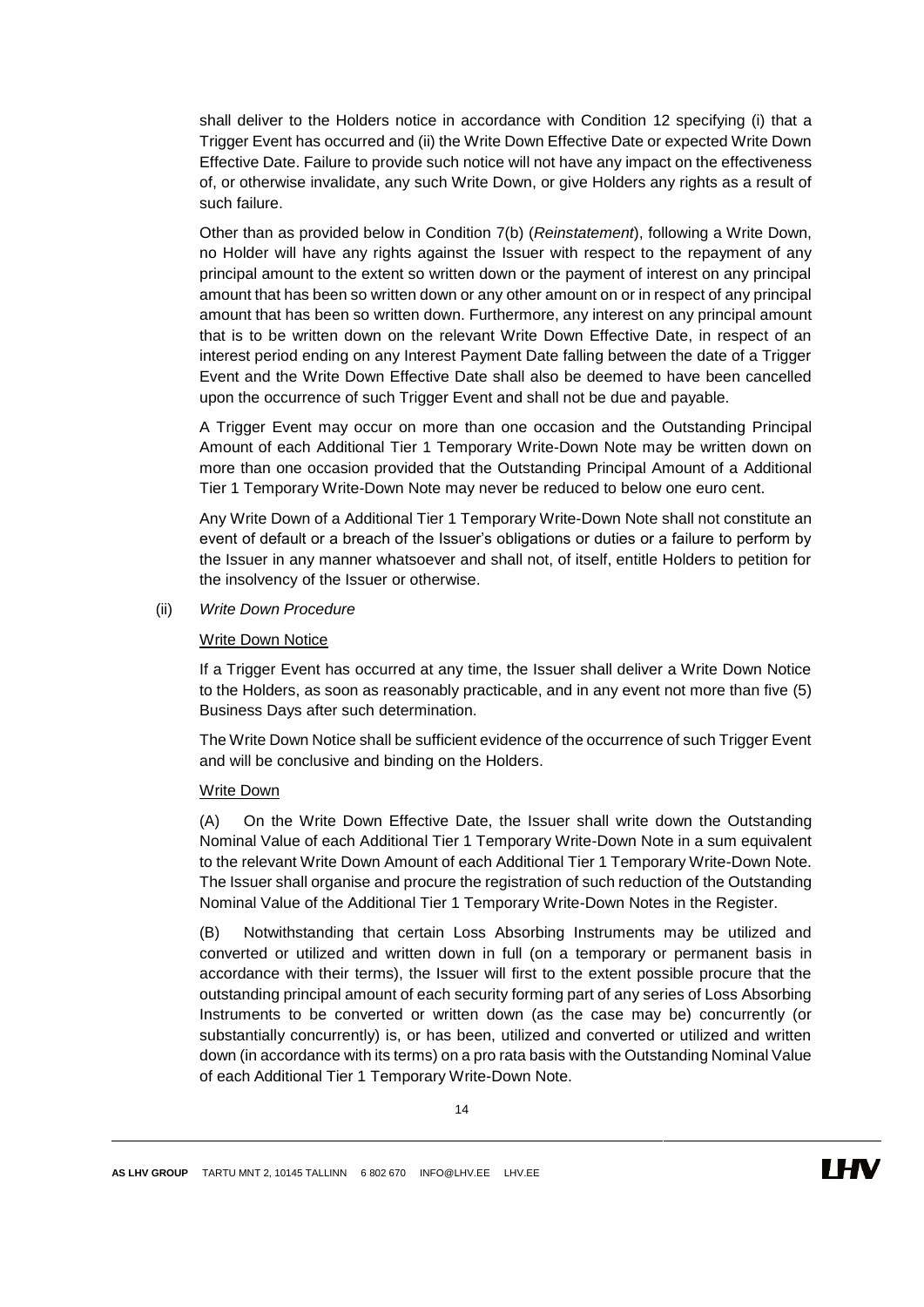shall deliver to the Holders notice in accordance with Condition 12 specifying (i) that a Trigger Event has occurred and (ii) the Write Down Effective Date or expected Write Down Effective Date. Failure to provide such notice will not have any impact on the effectiveness of, or otherwise invalidate, any such Write Down, or give Holders any rights as a result of such failure.

Other than as provided below in Condition 7(b) (*Reinstatement*), following a Write Down, no Holder will have any rights against the Issuer with respect to the repayment of any principal amount to the extent so written down or the payment of interest on any principal amount that has been so written down or any other amount on or in respect of any principal amount that has been so written down. Furthermore, any interest on any principal amount that is to be written down on the relevant Write Down Effective Date, in respect of an interest period ending on any Interest Payment Date falling between the date of a Trigger Event and the Write Down Effective Date shall also be deemed to have been cancelled upon the occurrence of such Trigger Event and shall not be due and payable.

A Trigger Event may occur on more than one occasion and the Outstanding Principal Amount of each Additional Tier 1 Temporary Write-Down Note may be written down on more than one occasion provided that the Outstanding Principal Amount of a Additional Tier 1 Temporary Write-Down Note may never be reduced to below one euro cent.

Any Write Down of a Additional Tier 1 Temporary Write-Down Note shall not constitute an event of default or a breach of the Issuer's obligations or duties or a failure to perform by the Issuer in any manner whatsoever and shall not, of itself, entitle Holders to petition for the insolvency of the Issuer or otherwise.

(ii) *Write Down Procedure*

Write Down Notice

If a Trigger Event has occurred at any time, the Issuer shall deliver a Write Down Notice to the Holders, as soon as reasonably practicable, and in any event not more than five (5) Business Days after such determination.

The Write Down Notice shall be sufficient evidence of the occurrence of such Trigger Event and will be conclusive and binding on the Holders.

Write Down

(A) On the Write Down Effective Date, the Issuer shall write down the Outstanding Nominal Value of each Additional Tier 1 Temporary Write-Down Note in a sum equivalent to the relevant Write Down Amount of each Additional Tier 1 Temporary Write-Down Note. The Issuer shall organise and procure the registration of such reduction of the Outstanding Nominal Value of the Additional Tier 1 Temporary Write-Down Notes in the Register.

(B) Notwithstanding that certain Loss Absorbing Instruments may be utilized and converted or utilized and written down in full (on a temporary or permanent basis in accordance with their terms), the Issuer will first to the extent possible procure that the outstanding principal amount of each security forming part of any series of Loss Absorbing Instruments to be converted or written down (as the case may be) concurrently (or substantially concurrently) is, or has been, utilized and converted or utilized and written down (in accordance with its terms) on a pro rata basis with the Outstanding Nominal Value of each Additional Tier 1 Temporary Write-Down Note.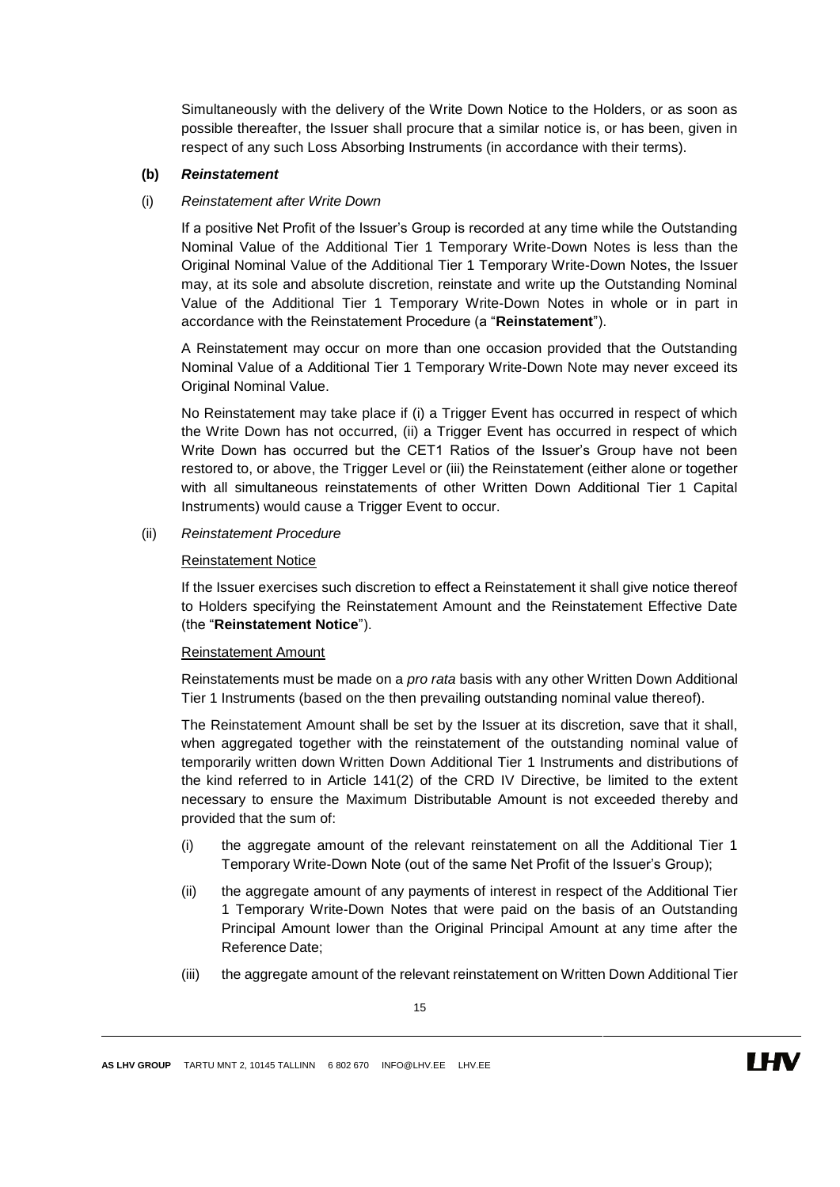Simultaneously with the delivery of the Write Down Notice to the Holders, or as soon as possible thereafter, the Issuer shall procure that a similar notice is, or has been, given in respect of any such Loss Absorbing Instruments (in accordance with their terms).

**(b)** ***Reinstatement***

(i) *Reinstatement after Write Down*

If a positive Net Profit of the Issuer's Group is recorded at any time while the Outstanding Nominal Value of the Additional Tier 1 Temporary Write-Down Notes is less than the Original Nominal Value of the Additional Tier 1 Temporary Write-Down Notes, the Issuer may, at its sole and absolute discretion, reinstate and write up the Outstanding Nominal Value of the Additional Tier 1 Temporary Write-Down Notes in whole or in part in accordance with the Reinstatement Procedure (a "**Reinstatement**").

A Reinstatement may occur on more than one occasion provided that the Outstanding Nominal Value of a Additional Tier 1 Temporary Write-Down Note may never exceed its Original Nominal Value.

No Reinstatement may take place if (i) a Trigger Event has occurred in respect of which the Write Down has not occurred, (ii) a Trigger Event has occurred in respect of which Write Down has occurred but the CET1 Ratios of the Issuer's Group have not been restored to, or above, the Trigger Level or (iii) the Reinstatement (either alone or together with all simultaneous reinstatements of other Written Down Additional Tier 1 Capital Instruments) would cause a Trigger Event to occur.

(ii) *Reinstatement Procedure*

Reinstatement Notice

If the Issuer exercises such discretion to effect a Reinstatement it shall give notice thereof to Holders specifying the Reinstatement Amount and the Reinstatement Effective Date (the "**Reinstatement Notice**").

Reinstatement Amount

Reinstatements must be made on a *pro rata* basis with any other Written Down Additional Tier 1 Instruments (based on the then prevailing outstanding nominal value thereof).

The Reinstatement Amount shall be set by the Issuer at its discretion, save that it shall, when aggregated together with the reinstatement of the outstanding nominal value of temporarily written down Written Down Additional Tier 1 Instruments and distributions of the kind referred to in Article 141(2) of the CRD IV Directive, be limited to the extent necessary to ensure the Maximum Distributable Amount is not exceeded thereby and provided that the sum of:

(i) the aggregate amount of the relevant reinstatement on all the Additional Tier 1 Temporary Write-Down Note (out of the same Net Profit of the Issuer's Group);

(ii) the aggregate amount of any payments of interest in respect of the Additional Tier 1 Temporary Write-Down Notes that were paid on the basis of an Outstanding Principal Amount lower than the Original Principal Amount at any time after the Reference Date;

(iii) the aggregate amount of the relevant reinstatement on Written Down Additional Tier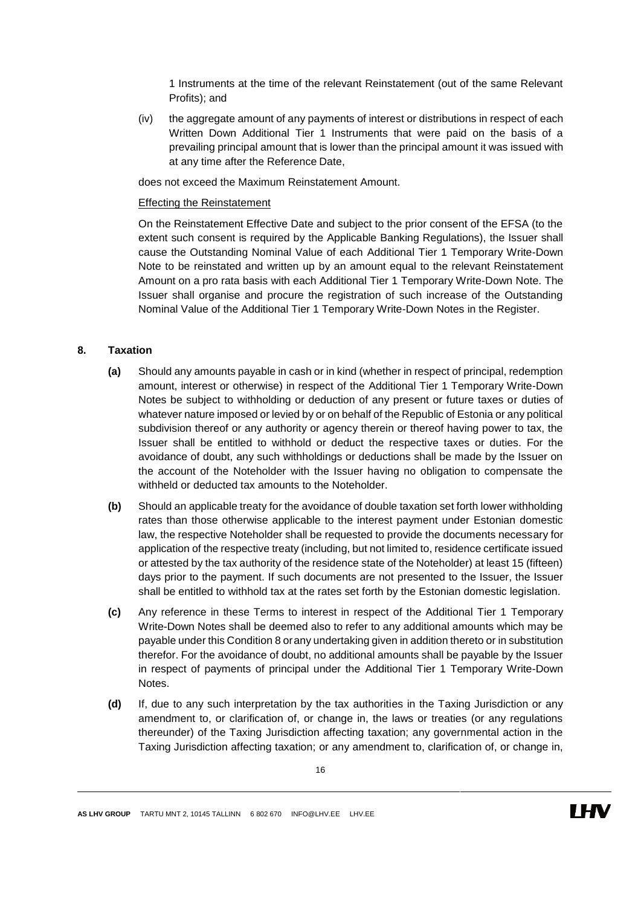1 Instruments at the time of the relevant Reinstatement (out of the same Relevant Profits); and

(iv) the aggregate amount of any payments of interest or distributions in respect of each Written Down Additional Tier 1 Instruments that were paid on the basis of a prevailing principal amount that is lower than the principal amount it was issued with at any time after the Reference Date,

does not exceed the Maximum Reinstatement Amount.

Effecting the Reinstatement

On the Reinstatement Effective Date and subject to the prior consent of the EFSA (to the extent such consent is required by the Applicable Banking Regulations), the Issuer shall cause the Outstanding Nominal Value of each Additional Tier 1 Temporary Write-Down Note to be reinstated and written up by an amount equal to the relevant Reinstatement Amount on a pro rata basis with each Additional Tier 1 Temporary Write-Down Note. The Issuer shall organise and procure the registration of such increase of the Outstanding Nominal Value of the Additional Tier 1 Temporary Write-Down Notes in the Register.

## 8. Taxation

**(a)** Should any amounts payable in cash or in kind (whether in respect of principal, redemption amount, interest or otherwise) in respect of the Additional Tier 1 Temporary Write-Down Notes be subject to withholding or deduction of any present or future taxes or duties of whatever nature imposed or levied by or on behalf of the Republic of Estonia or any political subdivision thereof or any authority or agency therein or thereof having power to tax, the Issuer shall be entitled to withhold or deduct the respective taxes or duties. For the avoidance of doubt, any such withholdings or deductions shall be made by the Issuer on the account of the Noteholder with the Issuer having no obligation to compensate the withheld or deducted tax amounts to the Noteholder.

**(b)** Should an applicable treaty for the avoidance of double taxation set forth lower withholding rates than those otherwise applicable to the interest payment under Estonian domestic law, the respective Noteholder shall be requested to provide the documents necessary for application of the respective treaty (including, but not limited to, residence certificate issued or attested by the tax authority of the residence state of the Noteholder) at least 15 (fifteen) days prior to the payment. If such documents are not presented to the Issuer, the Issuer shall be entitled to withhold tax at the rates set forth by the Estonian domestic legislation.

**(c)** Any reference in these Terms to interest in respect of the Additional Tier 1 Temporary Write-Down Notes shall be deemed also to refer to any additional amounts which may be payable under this Condition 8 or any undertaking given in addition thereto or in substitution therefor. For the avoidance of doubt, no additional amounts shall be payable by the Issuer in respect of payments of principal under the Additional Tier 1 Temporary Write-Down Notes.

**(d)** If, due to any such interpretation by the tax authorities in the Taxing Jurisdiction or any amendment to, or clarification of, or change in, the laws or treaties (or any regulations thereunder) of the Taxing Jurisdiction affecting taxation; any governmental action in the Taxing Jurisdiction affecting taxation; or any amendment to, clarification of, or change in,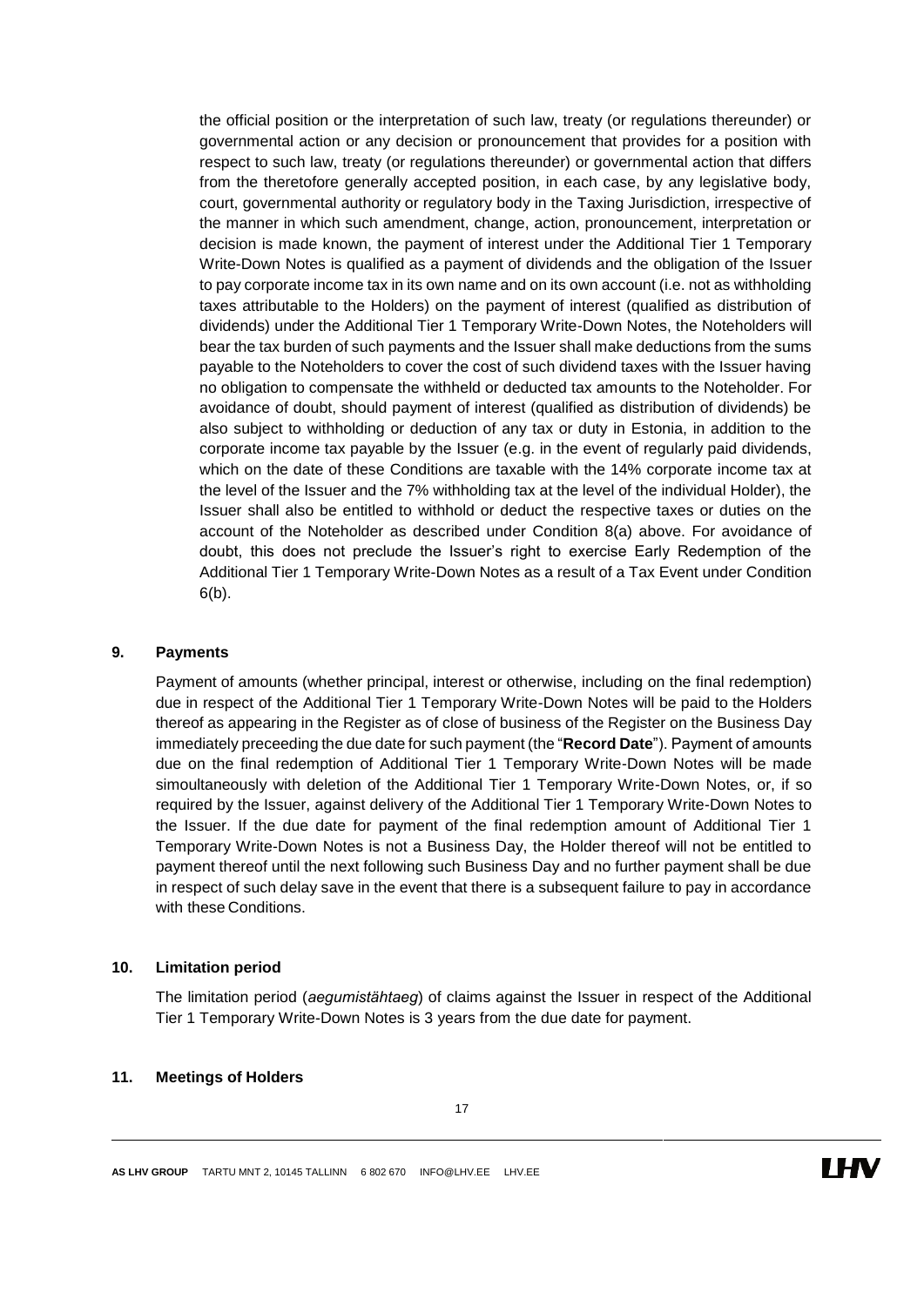the official position or the interpretation of such law, treaty (or regulations thereunder) or governmental action or any decision or pronouncement that provides for a position with respect to such law, treaty (or regulations thereunder) or governmental action that differs from the theretofore generally accepted position, in each case, by any legislative body, court, governmental authority or regulatory body in the Taxing Jurisdiction, irrespective of the manner in which such amendment, change, action, pronouncement, interpretation or decision is made known, the payment of interest under the Additional Tier 1 Temporary Write-Down Notes is qualified as a payment of dividends and the obligation of the Issuer to pay corporate income tax in its own name and on its own account (i.e. not as withholding taxes attributable to the Holders) on the payment of interest (qualified as distribution of dividends) under the Additional Tier 1 Temporary Write-Down Notes, the Noteholders will bear the tax burden of such payments and the Issuer shall make deductions from the sums payable to the Noteholders to cover the cost of such dividend taxes with the Issuer having no obligation to compensate the withheld or deducted tax amounts to the Noteholder. For avoidance of doubt, should payment of interest (qualified as distribution of dividends) be also subject to withholding or deduction of any tax or duty in Estonia, in addition to the corporate income tax payable by the Issuer (e.g. in the event of regularly paid dividends, which on the date of these Conditions are taxable with the 14% corporate income tax at the level of the Issuer and the 7% withholding tax at the level of the individual Holder), the Issuer shall also be entitled to withhold or deduct the respective taxes or duties on the account of the Noteholder as described under Condition 8(a) above. For avoidance of doubt, this does not preclude the Issuer's right to exercise Early Redemption of the Additional Tier 1 Temporary Write-Down Notes as a result of a Tax Event under Condition 6(b).

## 9. Payments

Payment of amounts (whether principal, interest or otherwise, including on the final redemption) due in respect of the Additional Tier 1 Temporary Write-Down Notes will be paid to the Holders thereof as appearing in the Register as of close of business of the Register on the Business Day immediately preceeding the due date for such payment (the "**Record Date**"). Payment of amounts due on the final redemption of Additional Tier 1 Temporary Write-Down Notes will be made simultaneously with deletion of the Additional Tier 1 Temporary Write-Down Notes, or, if so required by the Issuer, against delivery of the Additional Tier 1 Temporary Write-Down Notes to the Issuer. If the due date for payment of the final redemption amount of Additional Tier 1 Temporary Write-Down Notes is not a Business Day, the Holder thereof will not be entitled to payment thereof until the next following such Business Day and no further payment shall be due in respect of such delay save in the event that there is a subsequent failure to pay in accordance with these Conditions.

## 10. Limitation period

The limitation period (*aegumistähtaeg*) of claims against the Issuer in respect of the Additional Tier 1 Temporary Write-Down Notes is 3 years from the due date for payment.

## 11. Meetings of Holders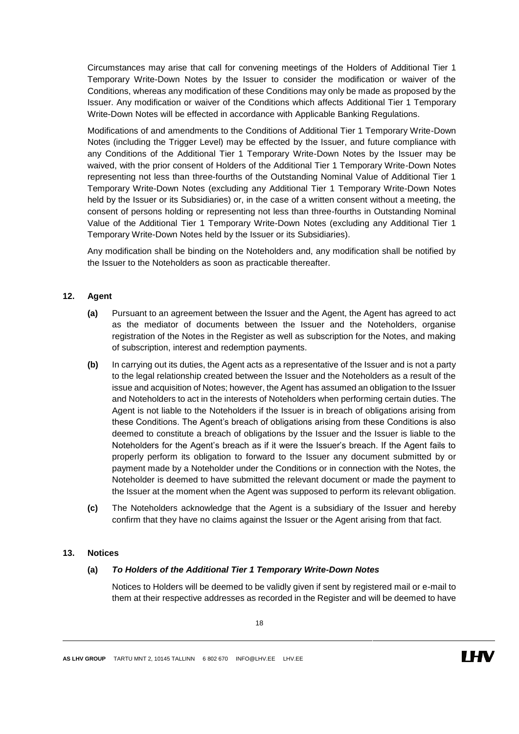Circumstances may arise that call for convening meetings of the Holders of Additional Tier 1 Temporary Write-Down Notes by the Issuer to consider the modification or waiver of the Conditions, whereas any modification of these Conditions may only be made as proposed by the Issuer. Any modification or waiver of the Conditions which affects Additional Tier 1 Temporary Write-Down Notes will be effected in accordance with Applicable Banking Regulations.

Modifications of and amendments to the Conditions of Additional Tier 1 Temporary Write-Down Notes (including the Trigger Level) may be effected by the Issuer, and future compliance with any Conditions of the Additional Tier 1 Temporary Write-Down Notes by the Issuer may be waived, with the prior consent of Holders of the Additional Tier 1 Temporary Write-Down Notes representing not less than three-fourths of the Outstanding Nominal Value of Additional Tier 1 Temporary Write-Down Notes (excluding any Additional Tier 1 Temporary Write-Down Notes held by the Issuer or its Subsidiaries) or, in the case of a written consent without a meeting, the consent of persons holding or representing not less than three-fourths in Outstanding Nominal Value of the Additional Tier 1 Temporary Write-Down Notes (excluding any Additional Tier 1 Temporary Write-Down Notes held by the Issuer or its Subsidiaries).

Any modification shall be binding on the Noteholders and, any modification shall be notified by the Issuer to the Noteholders as soon as practicable thereafter.

## 12. Agent

**(a)** Pursuant to an agreement between the Issuer and the Agent, the Agent has agreed to act as the mediator of documents between the Issuer and the Noteholders, organise registration of the Notes in the Register as well as subscription for the Notes, and making of subscription, interest and redemption payments.

**(b)** In carrying out its duties, the Agent acts as a representative of the Issuer and is not a party to the legal relationship created between the Issuer and the Noteholders as a result of the issue and acquisition of Notes; however, the Agent has assumed an obligation to the Issuer and Noteholders to act in the interests of Noteholders when performing certain duties. The Agent is not liable to the Noteholders if the Issuer is in breach of obligations arising from these Conditions. The Agent's breach of obligations arising from these Conditions is also deemed to constitute a breach of obligations by the Issuer and the Issuer is liable to the Noteholders for the Agent's breach as if it were the Issuer's breach. If the Agent fails to properly perform its obligation to forward to the Issuer any document submitted by or payment made by a Noteholder under the Conditions or in connection with the Notes, the Noteholder is deemed to have submitted the relevant document or made the payment to the Issuer at the moment when the Agent was supposed to perform its relevant obligation.

**(c)** The Noteholders acknowledge that the Agent is a subsidiary of the Issuer and hereby confirm that they have no claims against the Issuer or the Agent arising from that fact.

## 13. Notices

**(a)** ***To Holders of the Additional Tier 1 Temporary Write-Down Notes***

Notices to Holders will be deemed to be validly given if sent by registered mail or e-mail to them at their respective addresses as recorded in the Register and will be deemed to have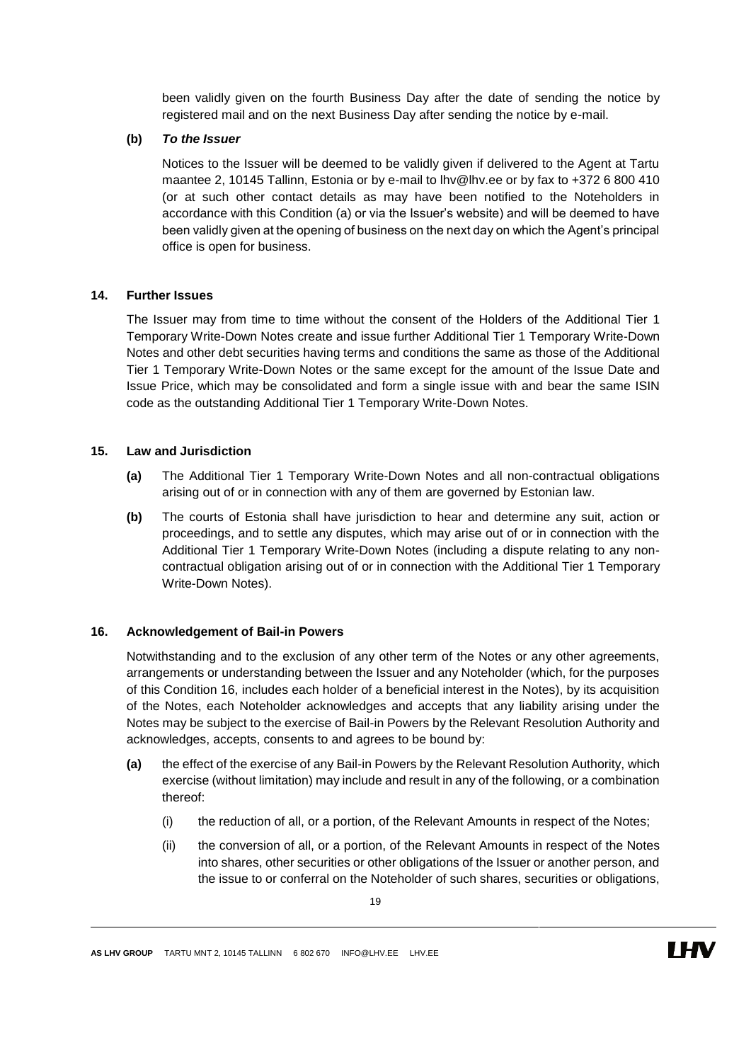been validly given on the fourth Business Day after the date of sending the notice by registered mail and on the next Business Day after sending the notice by e-mail.

**(b)** ***To the Issuer***

Notices to the Issuer will be deemed to be validly given if delivered to the Agent at Tartu maantee 2, 10145 Tallinn, Estonia or by e-mail to lhv@lhv.ee or by fax to +372 6 800 410 (or at such other contact details as may have been notified to the Noteholders in accordance with this Condition (a) or via the Issuer's website) and will be deemed to have been validly given at the opening of business on the next day on which the Agent's principal office is open for business.

### 14. Further Issues

The Issuer may from time to time without the consent of the Holders of the Additional Tier 1 Temporary Write-Down Notes create and issue further Additional Tier 1 Temporary Write-Down Notes and other debt securities having terms and conditions the same as those of the Additional Tier 1 Temporary Write-Down Notes or the same except for the amount of the Issue Date and Issue Price, which may be consolidated and form a single issue with and bear the same ISIN code as the outstanding Additional Tier 1 Temporary Write-Down Notes.

### 15. Law and Jurisdiction

**(a)** The Additional Tier 1 Temporary Write-Down Notes and all non-contractual obligations arising out of or in connection with any of them are governed by Estonian law.

**(b)** The courts of Estonia shall have jurisdiction to hear and determine any suit, action or proceedings, and to settle any disputes, which may arise out of or in connection with the Additional Tier 1 Temporary Write-Down Notes (including a dispute relating to any non-contractual obligation arising out of or in connection with the Additional Tier 1 Temporary Write-Down Notes).

### 16. Acknowledgement of Bail-in Powers

Notwithstanding and to the exclusion of any other term of the Notes or any other agreements, arrangements or understanding between the Issuer and any Noteholder (which, for the purposes of this Condition 16, includes each holder of a beneficial interest in the Notes), by its acquisition of the Notes, each Noteholder acknowledges and accepts that any liability arising under the Notes may be subject to the exercise of Bail-in Powers by the Relevant Resolution Authority and acknowledges, accepts, consents to and agrees to be bound by:

**(a)** the effect of the exercise of any Bail-in Powers by the Relevant Resolution Authority, which exercise (without limitation) may include and result in any of the following, or a combination thereof:

(i) the reduction of all, or a portion, of the Relevant Amounts in respect of the Notes;

(ii) the conversion of all, or a portion, of the Relevant Amounts in respect of the Notes into shares, other securities or other obligations of the Issuer or another person, and the issue to or conferral on the Noteholder of such shares, securities or obligations,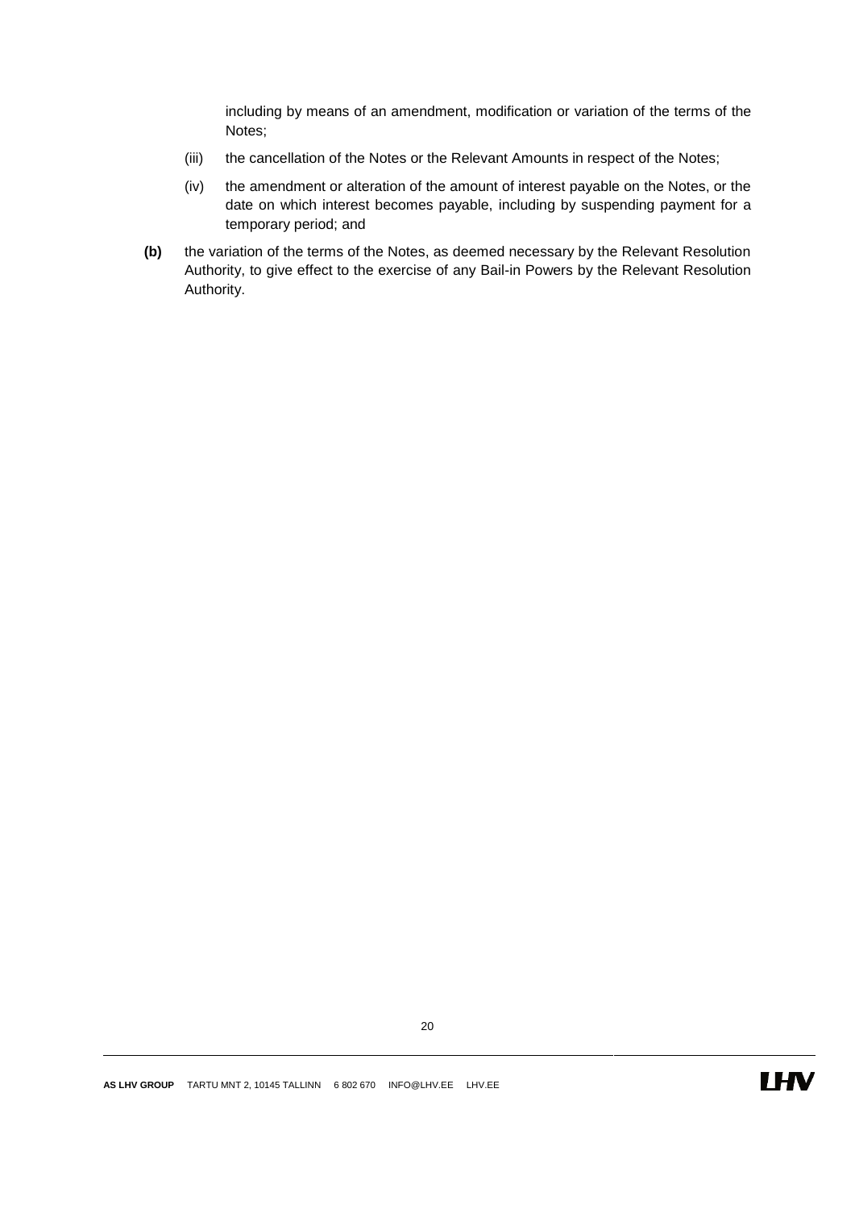including by means of an amendment, modification or variation of the terms of the Notes;

(iii) the cancellation of the Notes or the Relevant Amounts in respect of the Notes;

(iv) the amendment or alteration of the amount of interest payable on the Notes, or the date on which interest becomes payable, including by suspending payment for a temporary period; and

**(b)** the variation of the terms of the Notes, as deemed necessary by the Relevant Resolution Authority, to give effect to the exercise of any Bail-in Powers by the Relevant Resolution Authority.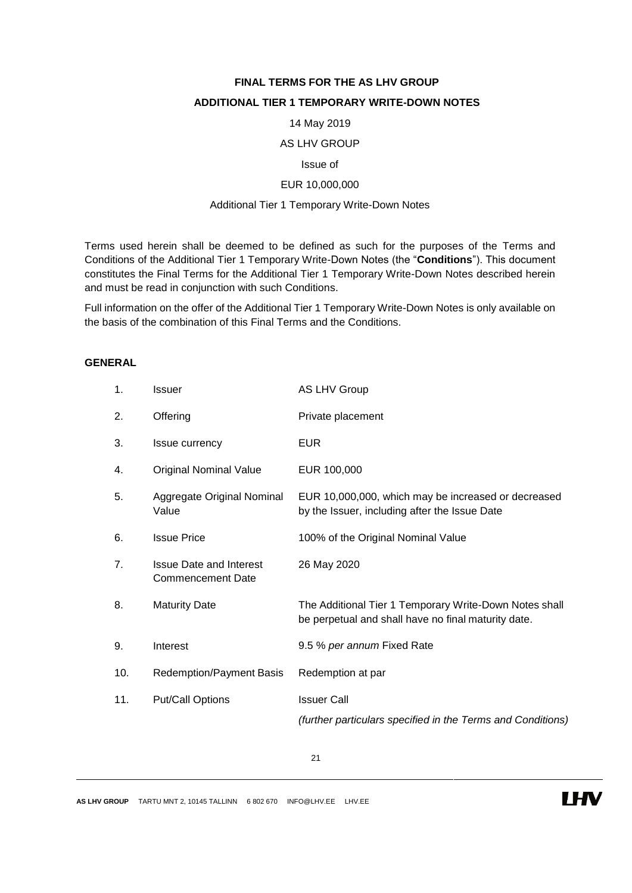# FINAL TERMS FOR THE AS LHV GROUP

## ADDITIONAL TIER 1 TEMPORARY WRITE-DOWN NOTES

14 May 2019

AS LHV GROUP

Issue of

EUR 10,000,000

Additional Tier 1 Temporary Write-Down Notes

Terms used herein shall be deemed to be defined as such for the purposes of the Terms and Conditions of the Additional Tier 1 Temporary Write-Down Notes (the "**Conditions**"). This document constitutes the Final Terms for the Additional Tier 1 Temporary Write-Down Notes described herein and must be read in conjunction with such Conditions.

Full information on the offer of the Additional Tier 1 Temporary Write-Down Notes is only available on the basis of the combination of this Final Terms and the Conditions.

**GENERAL**

| | | |
|---|---|---|
| 1. | Issuer | AS LHV Group |
| 2. | Offering | Private placement |
| 3. | Issue currency | EUR |
| 4. | Original Nominal Value | EUR 100,000 |
| 5. | Aggregate Original Nominal Value | EUR 10,000,000, which may be increased or decreased by the Issuer, including after the Issue Date |
| 6. | Issue Price | 100% of the Original Nominal Value |
| 7. | Issue Date and Interest Commencement Date | 26 May 2020 |
| 8. | Maturity Date | The Additional Tier 1 Temporary Write-Down Notes shall be perpetual and shall have no final maturity date. |
| 9. | Interest | 9.5 % *per annum* Fixed Rate |
| 10. | Redemption/Payment Basis | Redemption at par |
| 11. | Put/Call Options | Issuer Call<br>*(further particulars specified in the Terms and Conditions)* |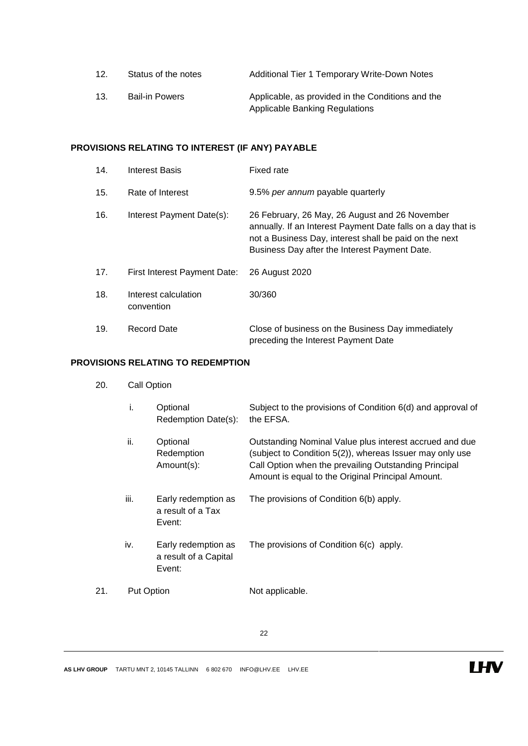| | | |
|---|---|---|
| 12. | Status of the notes | Additional Tier 1 Temporary Write-Down Notes |
| 13. | Bail-in Powers | Applicable, as provided in the Conditions and the Applicable Banking Regulations |

**PROVISIONS RELATING TO INTEREST (IF ANY) PAYABLE**

| | | |
|---|---|---|
| 14. | Interest Basis | Fixed rate |
| 15. | Rate of Interest | 9.5% *per annum* payable quarterly |
| 16. | Interest Payment Date(s): | 26 February, 26 May, 26 August and 26 November annually. If an Interest Payment Date falls on a day that is not a Business Day, interest shall be paid on the next Business Day after the Interest Payment Date. |
| 17. | First Interest Payment Date: | 26 August 2020 |
| 18. | Interest calculation convention | 30/360 |
| 19. | Record Date | Close of business on the Business Day immediately preceding the Interest Payment Date |

**PROVISIONS RELATING TO REDEMPTION**

20. Call Option

| | | |
|---|---|---|
| i. | Optional Redemption Date(s): | Subject to the provisions of Condition 6(d) and approval of the EFSA. |
| ii. | Optional Redemption Amount(s): | Outstanding Nominal Value plus interest accrued and due (subject to Condition 5(2)), whereas Issuer may only use Call Option when the prevailing Outstanding Principal Amount is equal to the Original Principal Amount. |
| iii. | Early redemption as a result of a Tax Event: | The provisions of Condition 6(b) apply. |
| iv. | Early redemption as a result of a Capital Event: | The provisions of Condition 6(c) apply. |

21. Put Option — Not applicable.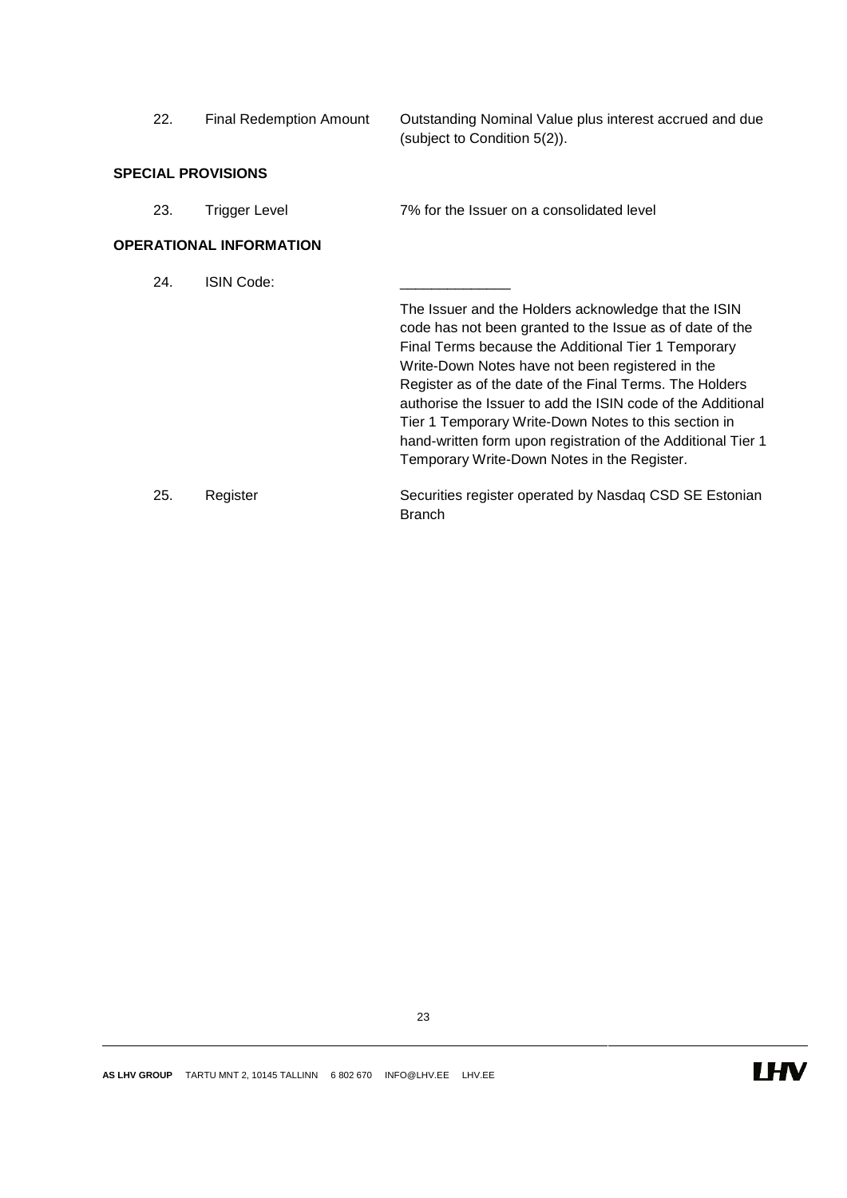| | | |
|---|---|---|
| 22. | Final Redemption Amount | Outstanding Nominal Value plus interest accrued and due (subject to Condition 5(2)). |

**SPECIAL PROVISIONS**

| | | |
|---|---|---|
| 23. | Trigger Level | 7% for the Issuer on a consolidated level |

**OPERATIONAL INFORMATION**

| | | |
|---|---|---|
| 24. | ISIN Code: | ______________<br><br>The Issuer and the Holders acknowledge that the ISIN code has not been granted to the Issue as of date of the Final Terms because the Additional Tier 1 Temporary Write-Down Notes have not been registered in the Register as of the date of the Final Terms. The Holders authorise the Issuer to add the ISIN code of the Additional Tier 1 Temporary Write-Down Notes to this section in hand-written form upon registration of the Additional Tier 1 Temporary Write-Down Notes in the Register. |
| 25. | Register | Securities register operated by Nasdaq CSD SE Estonian Branch |